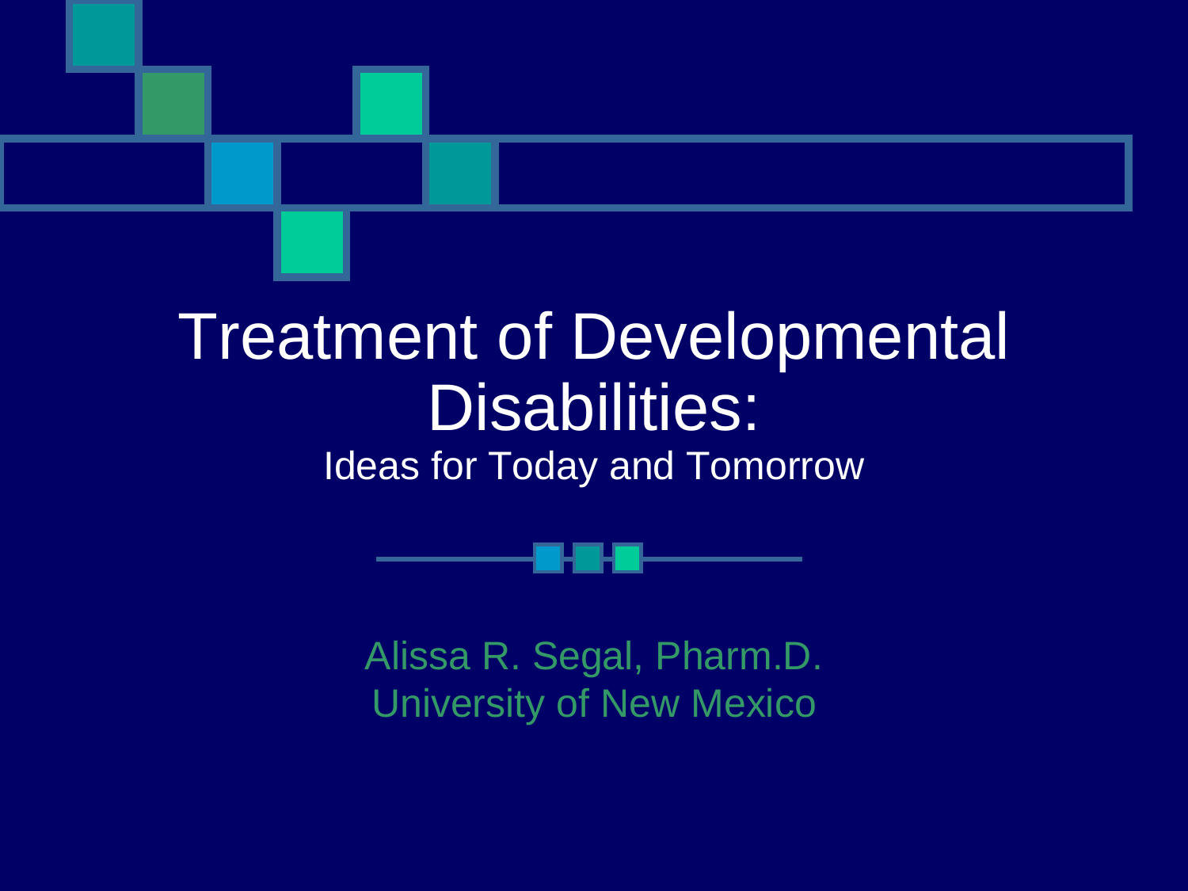# Treatment of Developmental Disabilities:

## Ideas for Today and Tomorrow

Alissa R. Segal, Pharm.D.
University of New Mexico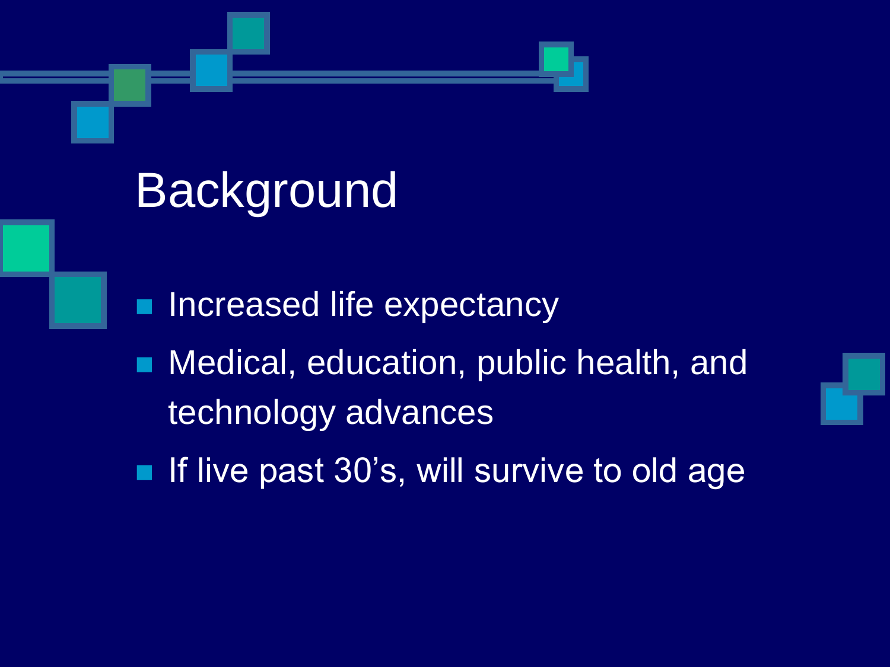# Background

- Increased life expectancy
- Medical, education, public health, and technology advances
- If live past 30's, will survive to old age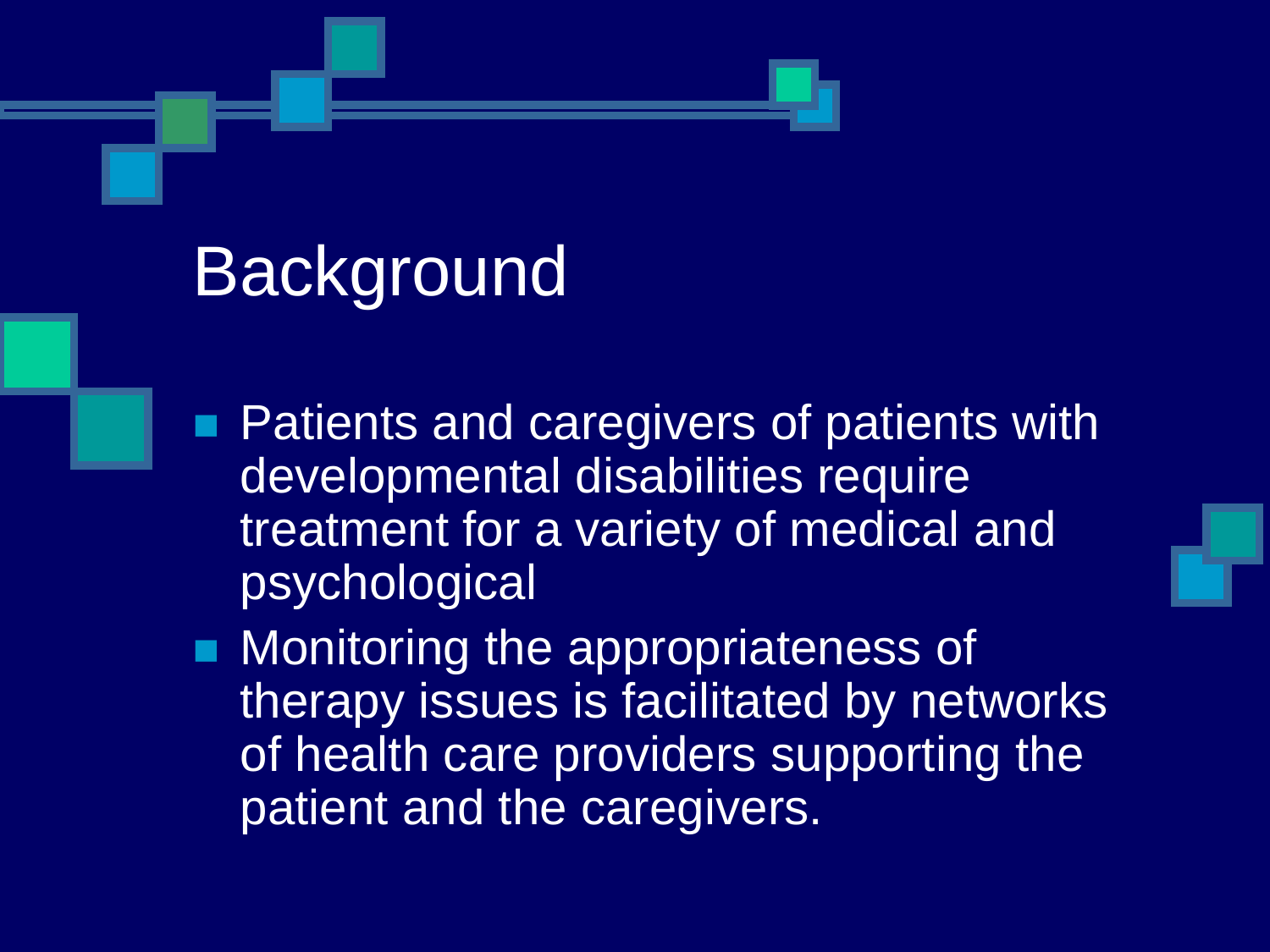# Background

- Patients and caregivers of patients with developmental disabilities require treatment for a variety of medical and psychological
- Monitoring the appropriateness of therapy issues is facilitated by networks of health care providers supporting the patient and the caregivers.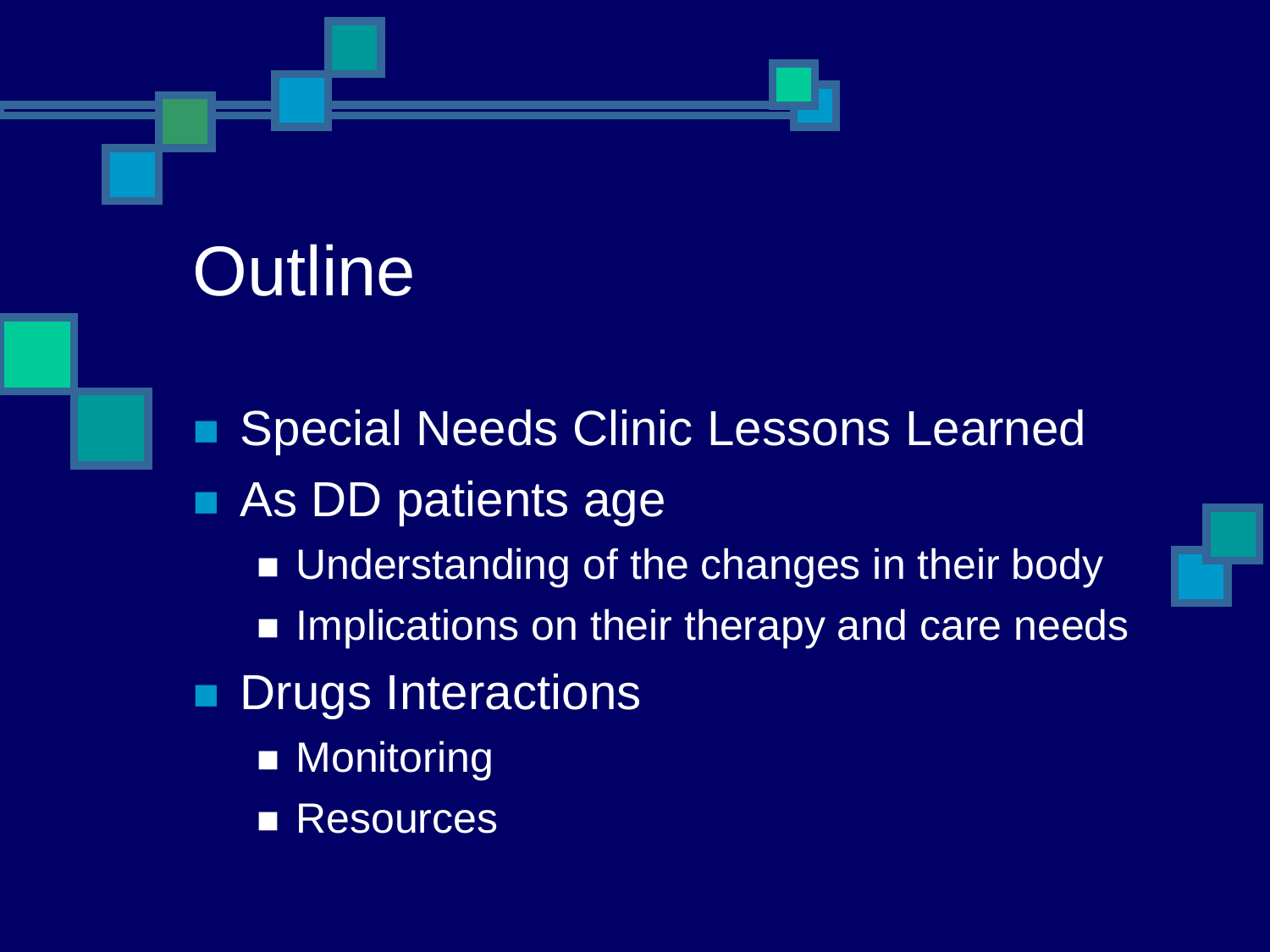# Outline

- Special Needs Clinic Lessons Learned
- As DD patients age
  - Understanding of the changes in their body
  - Implications on their therapy and care needs
- Drugs Interactions
  - Monitoring
  - Resources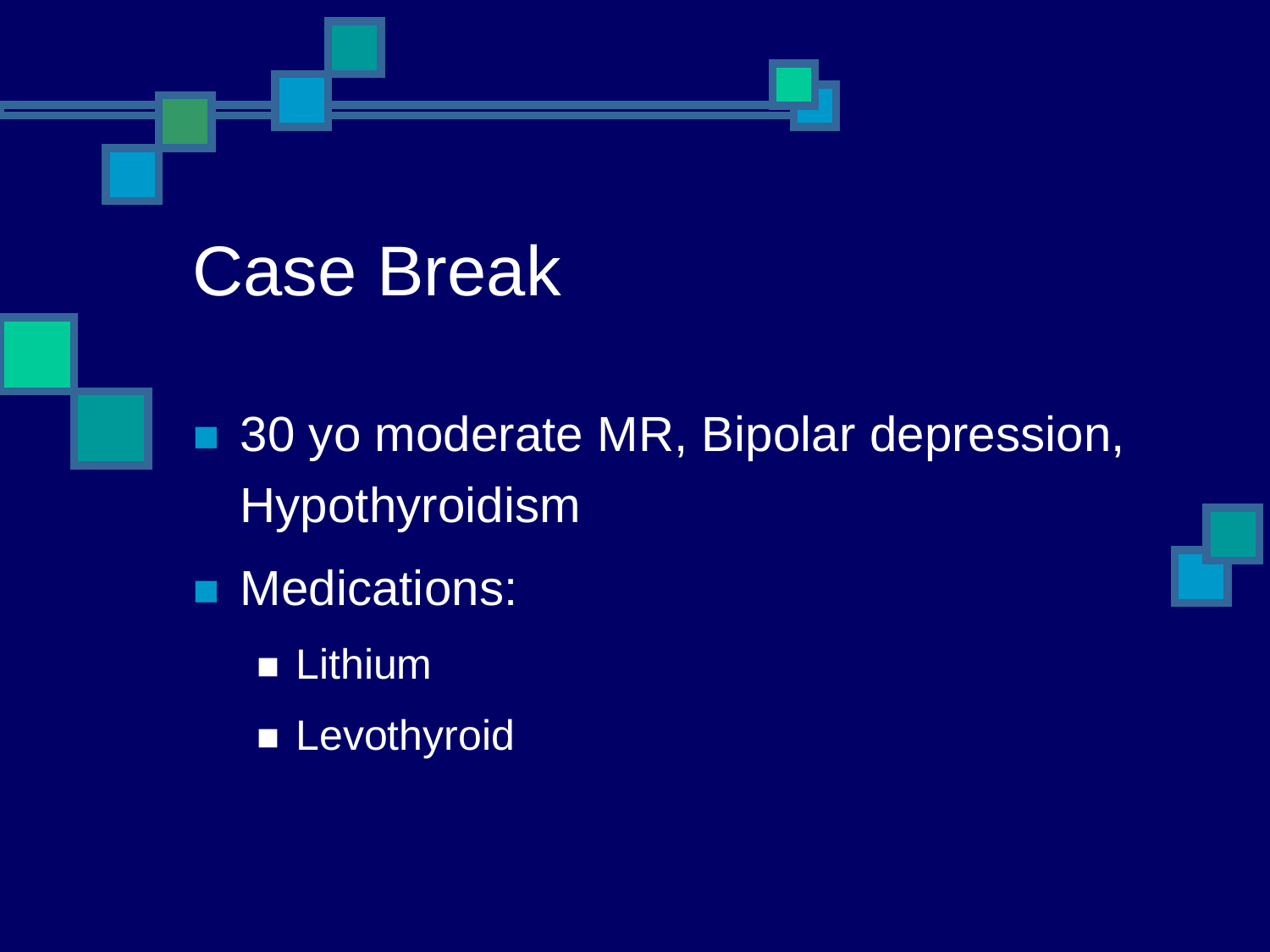# Case Break

- 30 yo moderate MR, Bipolar depression, Hypothyroidism
- Medications:
  - Lithium
  - Levothyroid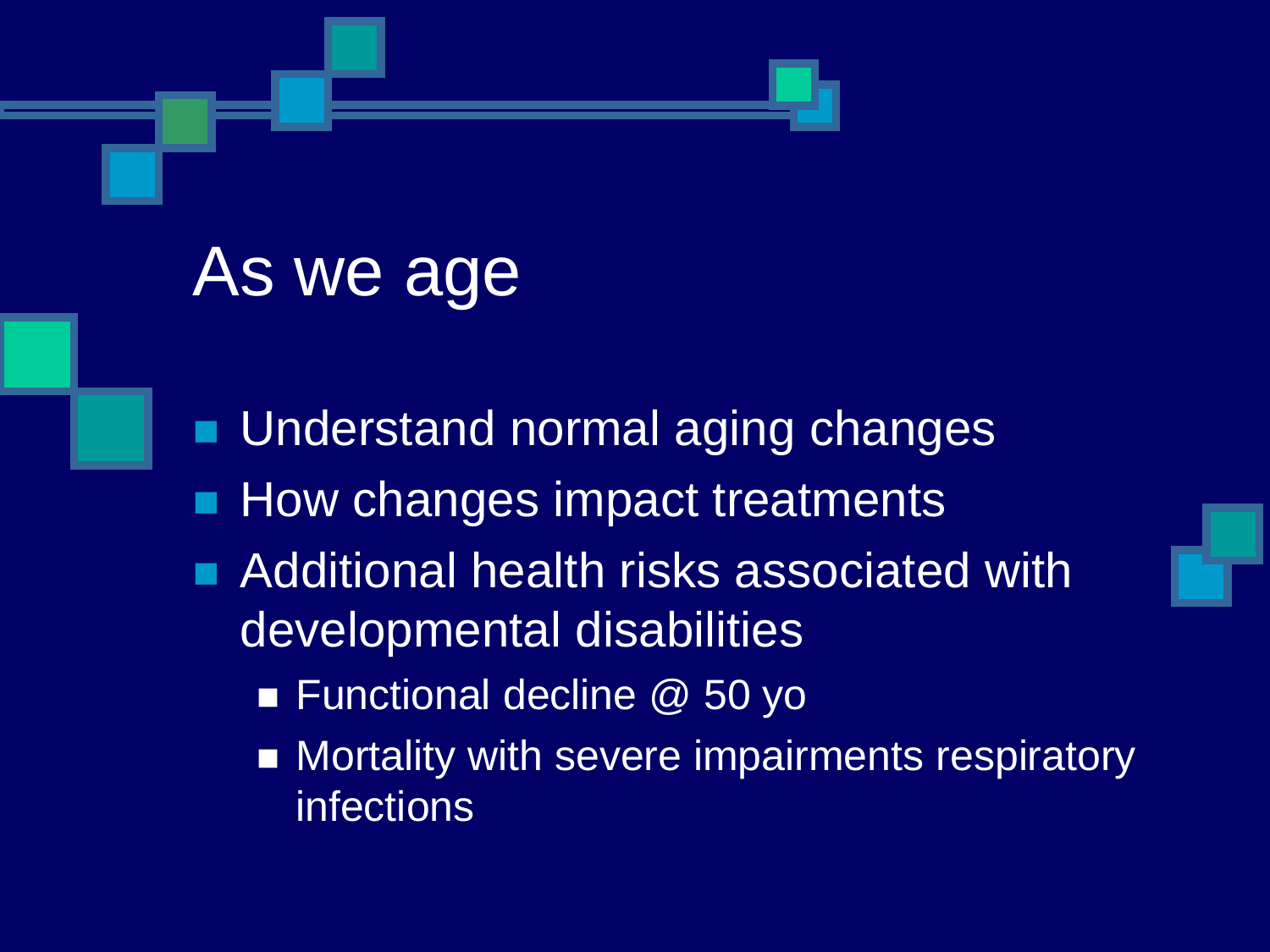# As we age

- Understand normal aging changes
- How changes impact treatments
- Additional health risks associated with developmental disabilities
  - Functional decline @ 50 yo
  - Mortality with severe impairments respiratory infections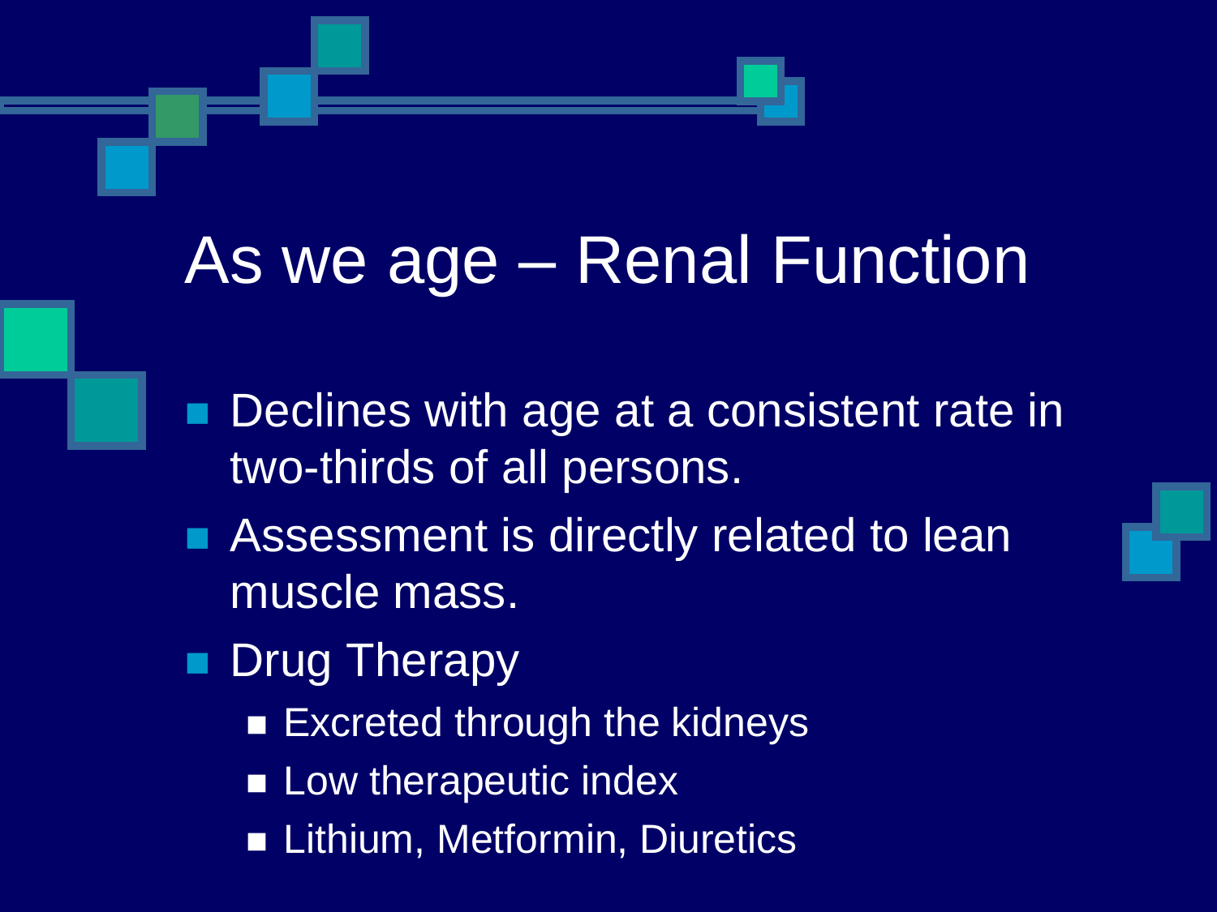# As we age – Renal Function

- Declines with age at a consistent rate in two-thirds of all persons.
- Assessment is directly related to lean muscle mass.
- Drug Therapy
  - Excreted through the kidneys
  - Low therapeutic index
  - Lithium, Metformin, Diuretics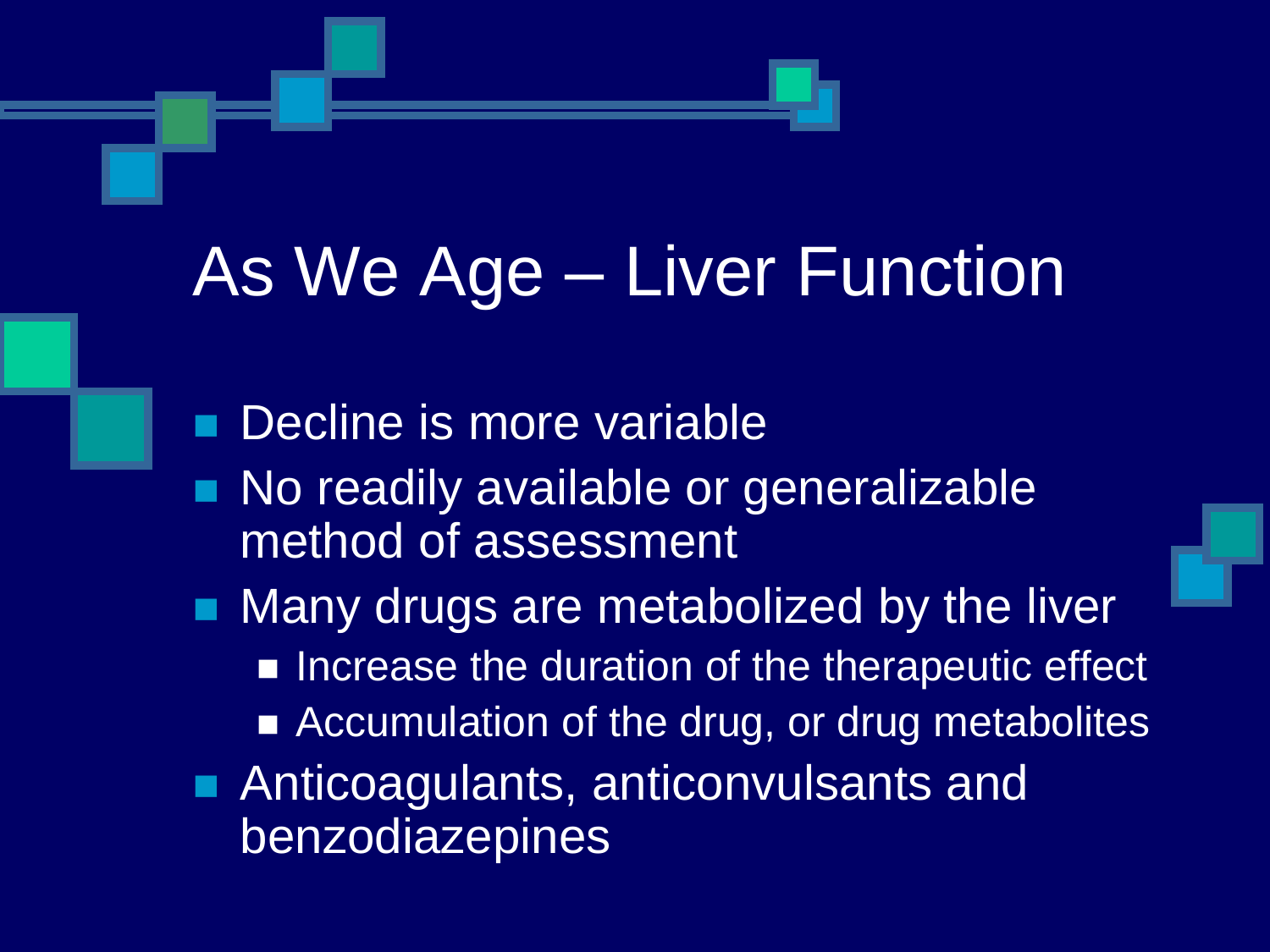# As We Age – Liver Function

- Decline is more variable
- No readily available or generalizable method of assessment
- Many drugs are metabolized by the liver
  - Increase the duration of the therapeutic effect
  - Accumulation of the drug, or drug metabolites
- Anticoagulants, anticonvulsants and benzodiazepines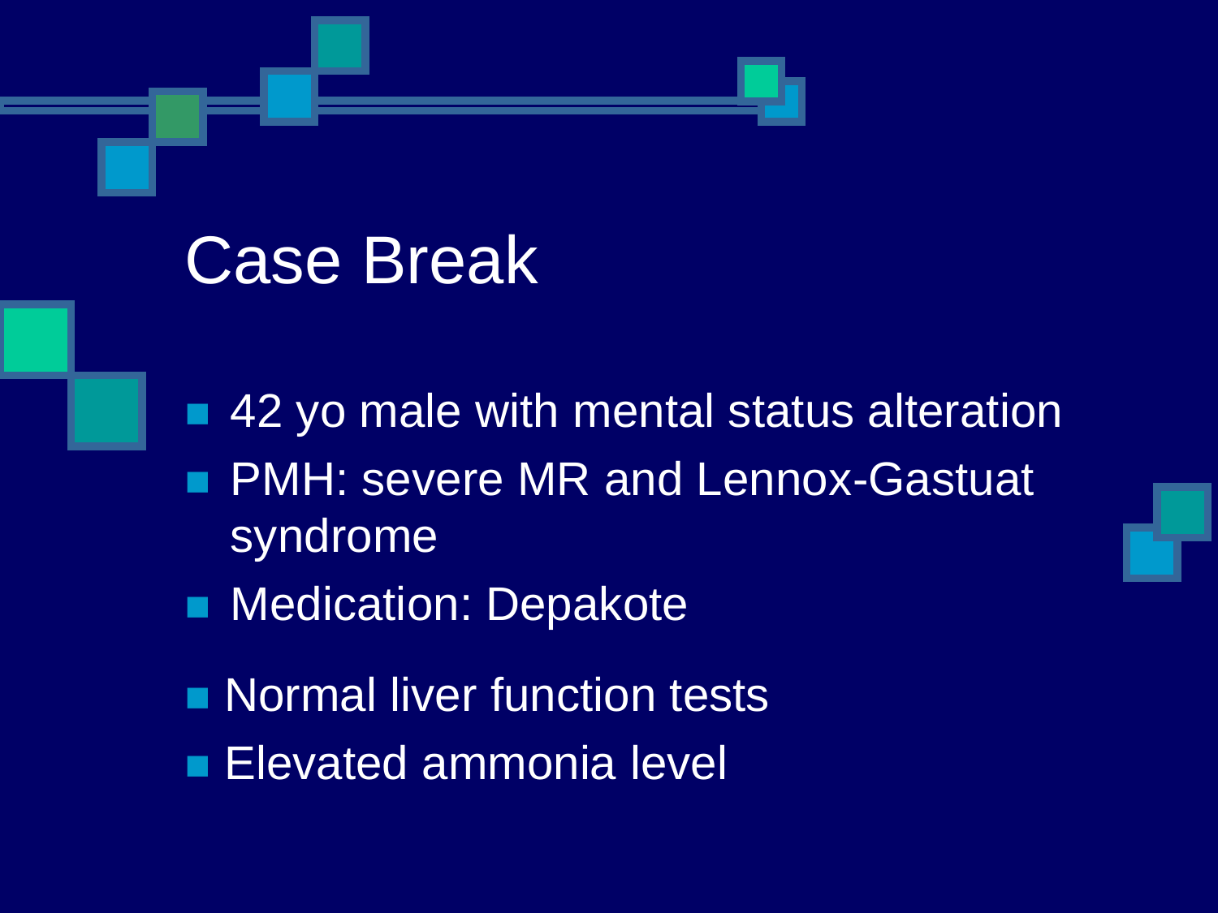# Case Break

- 42 yo male with mental status alteration
- PMH: severe MR and Lennox-Gastuat syndrome
- Medication: Depakote
- Normal liver function tests
- Elevated ammonia level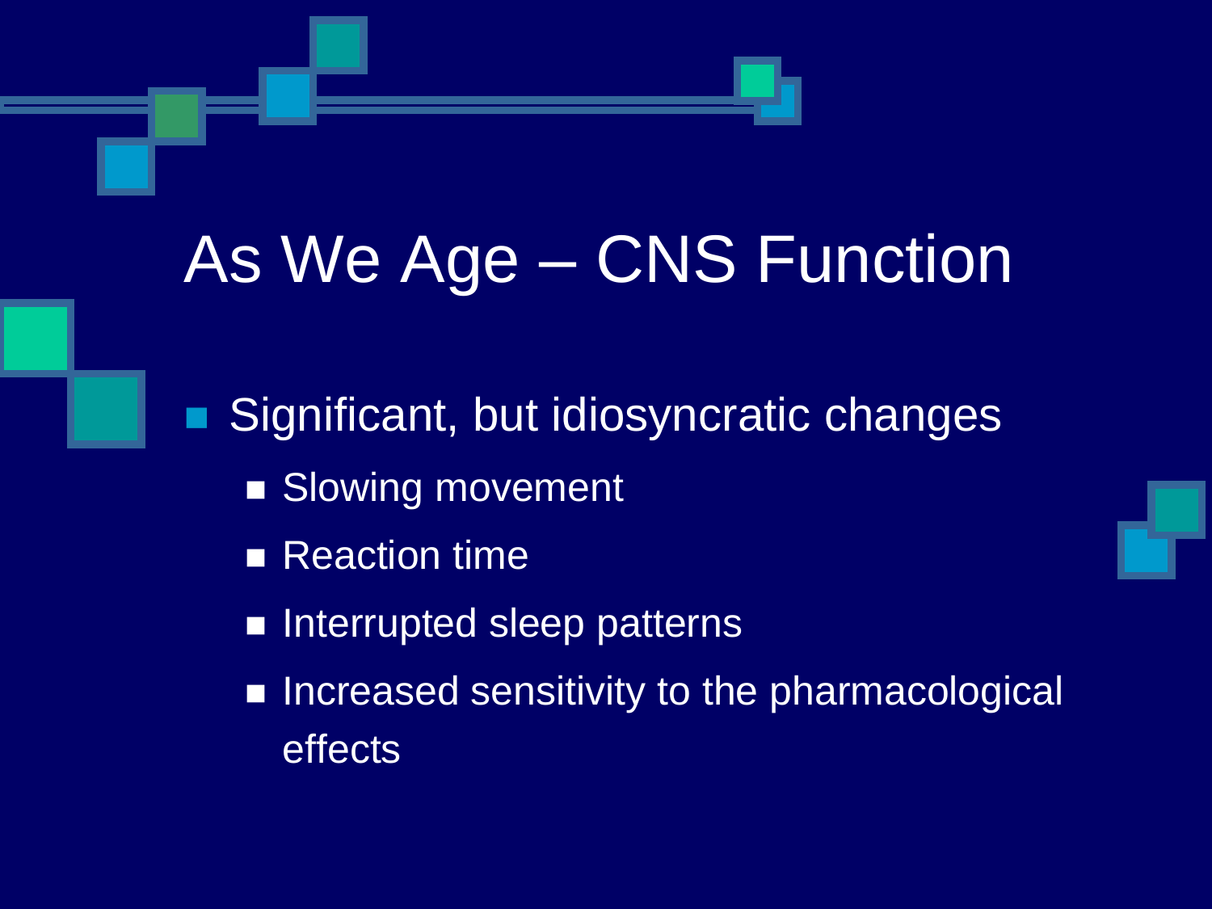# As We Age – CNS Function

- Significant, but idiosyncratic changes
  - Slowing movement
  - Reaction time
  - Interrupted sleep patterns
  - Increased sensitivity to the pharmacological effects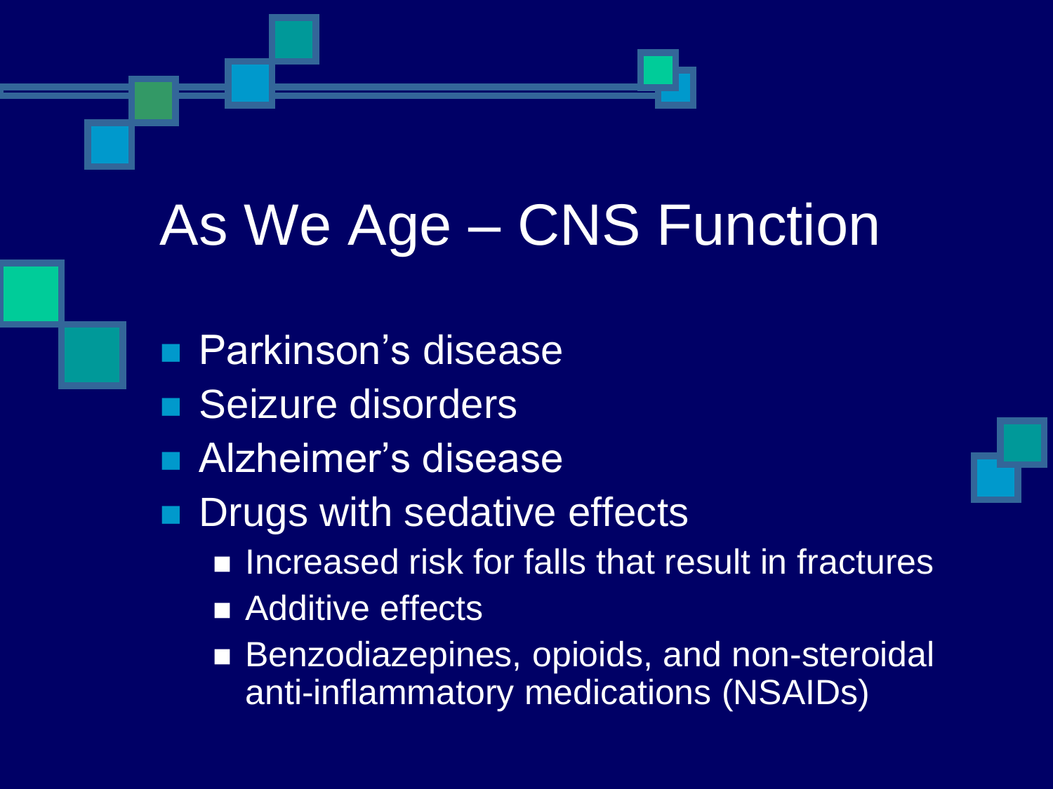# As We Age – CNS Function

- Parkinson's disease
- Seizure disorders
- Alzheimer's disease
- Drugs with sedative effects
  - Increased risk for falls that result in fractures
  - Additive effects
  - Benzodiazepines, opioids, and non-steroidal anti-inflammatory medications (NSAIDs)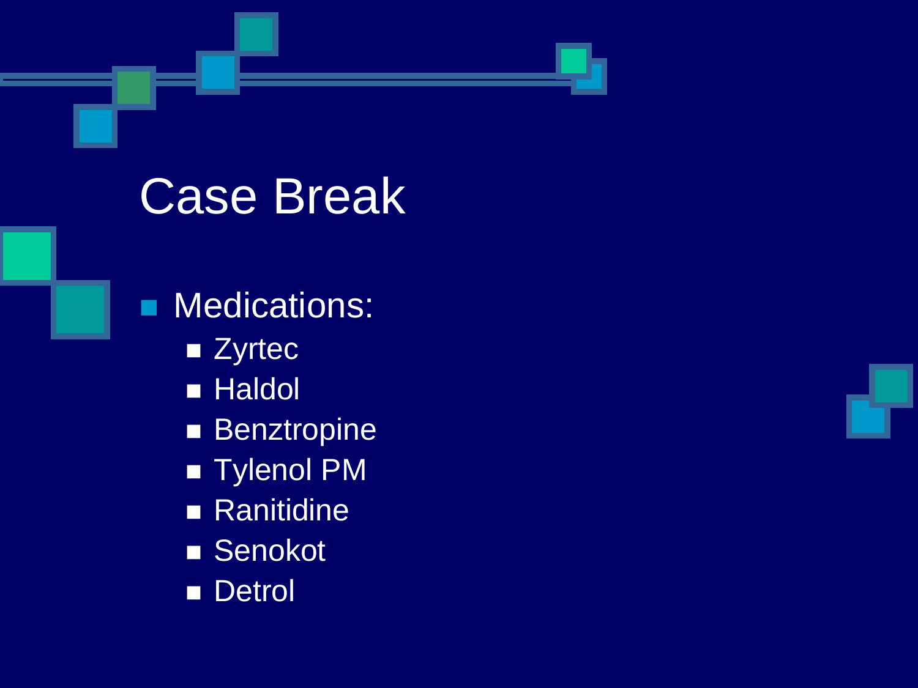# Case Break

- Medications:
  - Zyrtec
  - Haldol
  - Benztropine
  - Tylenol PM
  - Ranitidine
  - Senokot
  - Detrol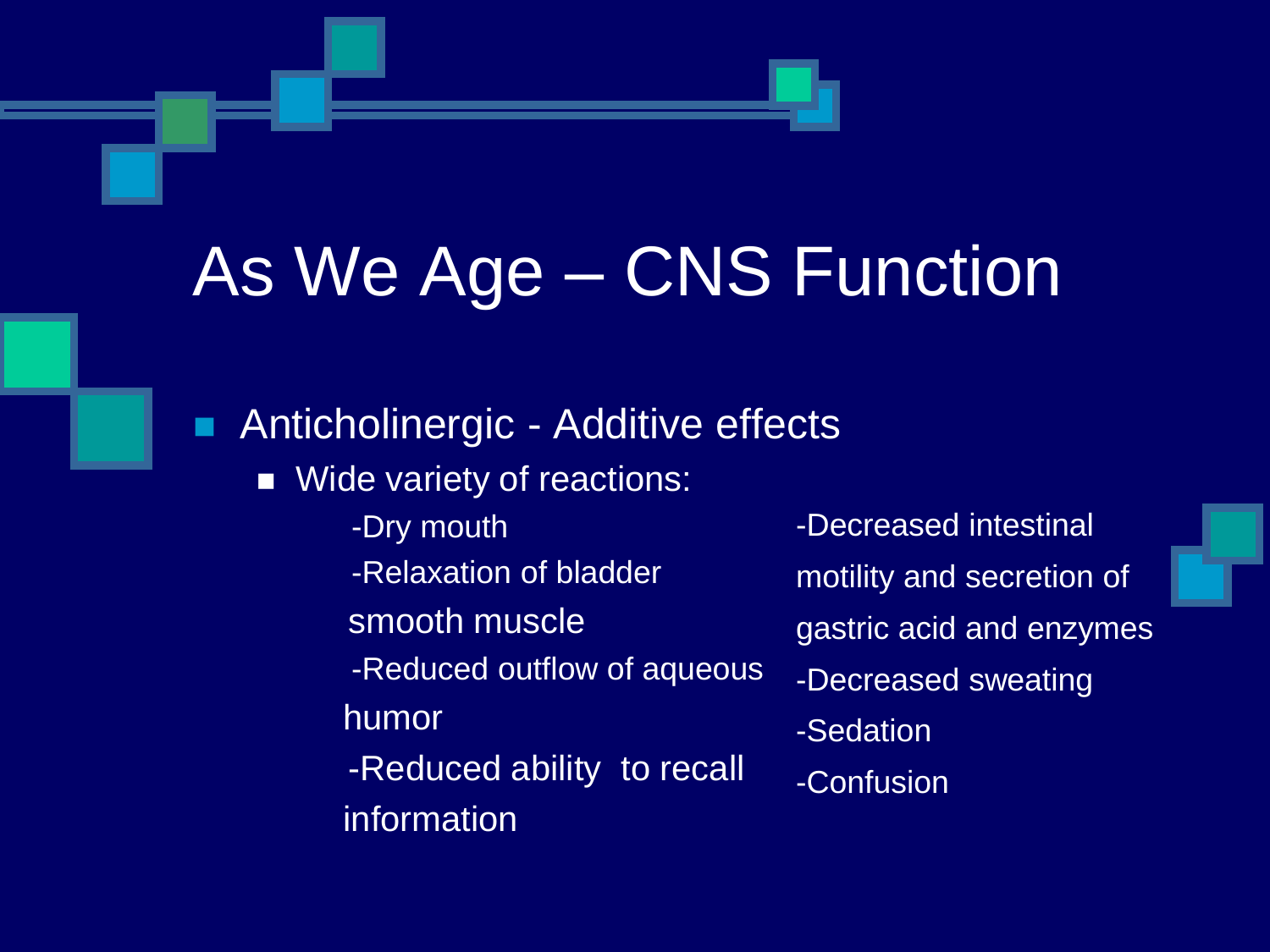# As We Age – CNS Function

- Anticholinergic - Additive effects
  - Wide variety of reactions:
    - -Dry mouth
    - -Relaxation of bladder smooth muscle
    - -Reduced outflow of aqueous humor
    - -Reduced ability to recall information
    - -Decreased intestinal motility and secretion of gastric acid and enzymes
    - -Decreased sweating
    - -Sedation
    - -Confusion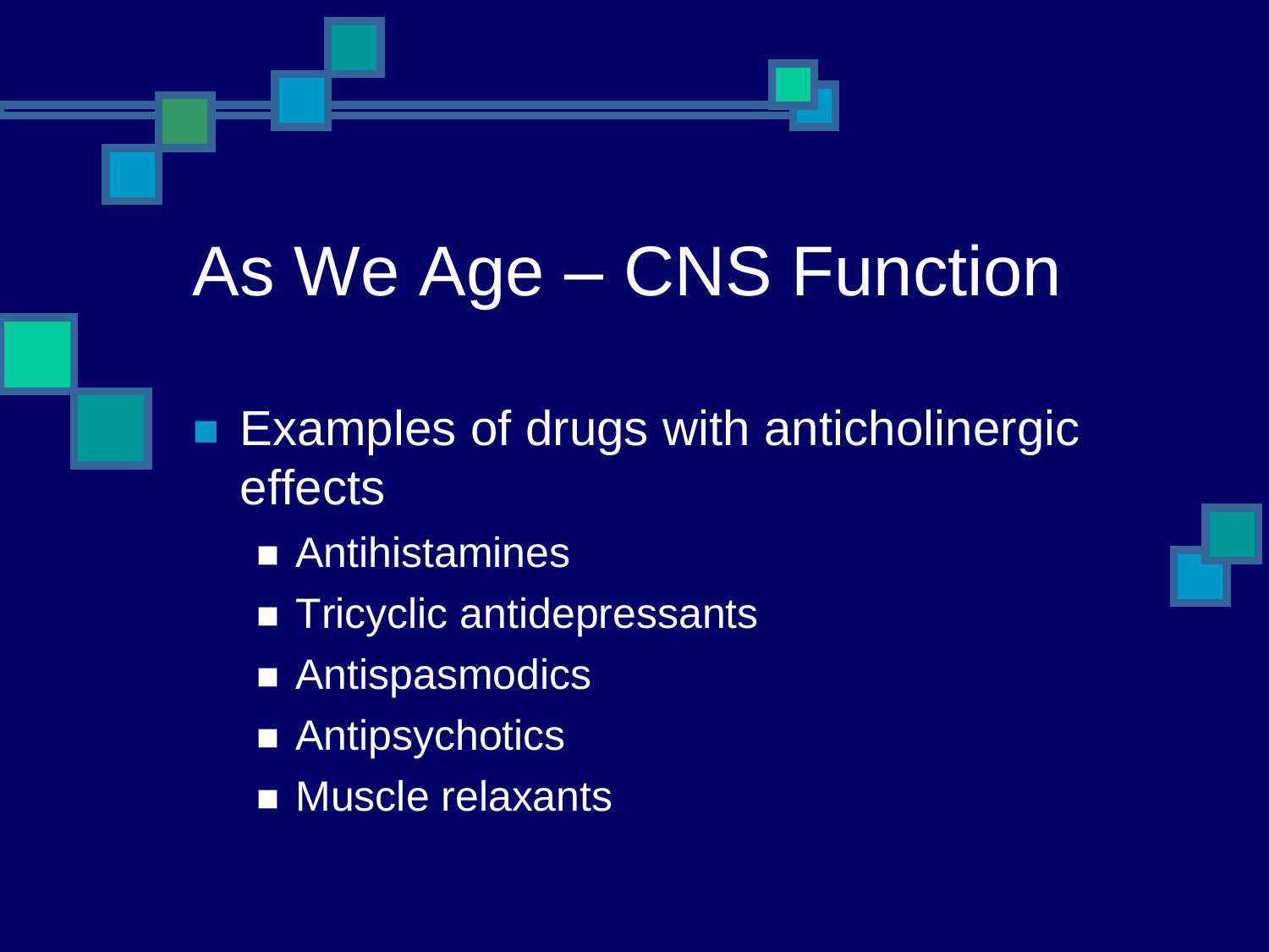# As We Age – CNS Function

- Examples of drugs with anticholinergic effects
  - Antihistamines
  - Tricyclic antidepressants
  - Antispasmodics
  - Antipsychotics
  - Muscle relaxants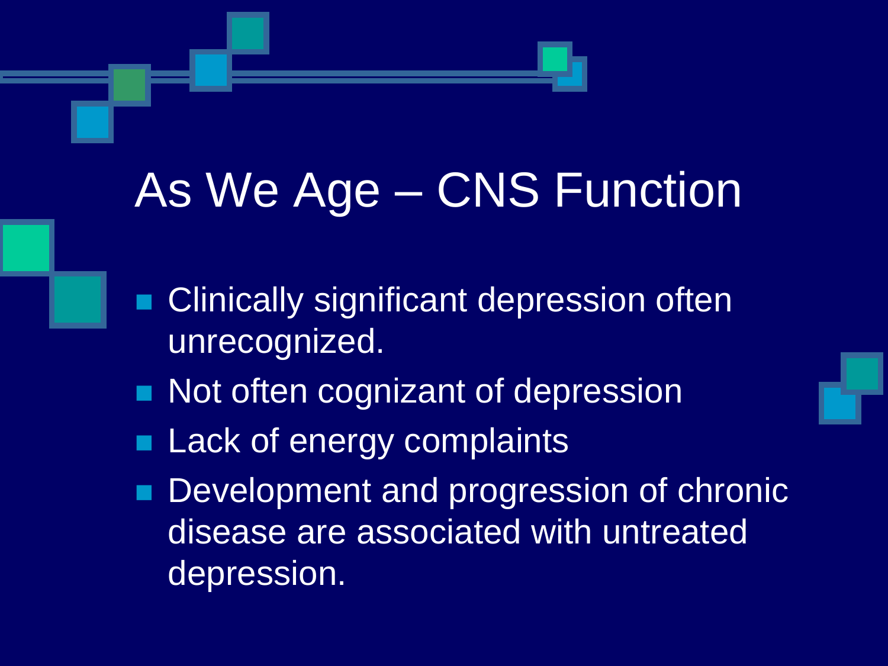# As We Age – CNS Function

- Clinically significant depression often unrecognized.
- Not often cognizant of depression
- Lack of energy complaints
- Development and progression of chronic disease are associated with untreated depression.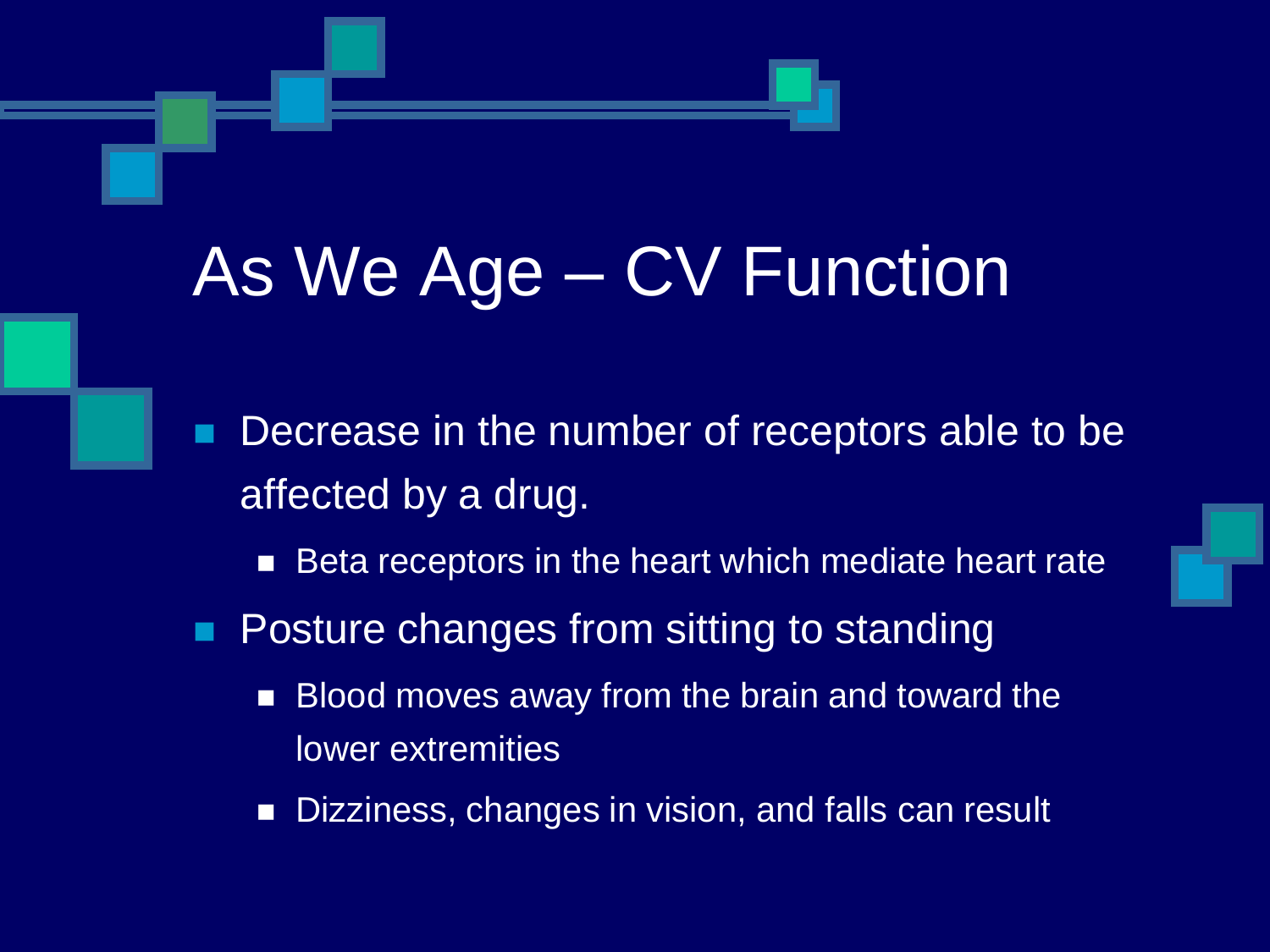# As We Age – CV Function

- Decrease in the number of receptors able to be affected by a drug.
  - Beta receptors in the heart which mediate heart rate
- Posture changes from sitting to standing
  - Blood moves away from the brain and toward the lower extremities
  - Dizziness, changes in vision, and falls can result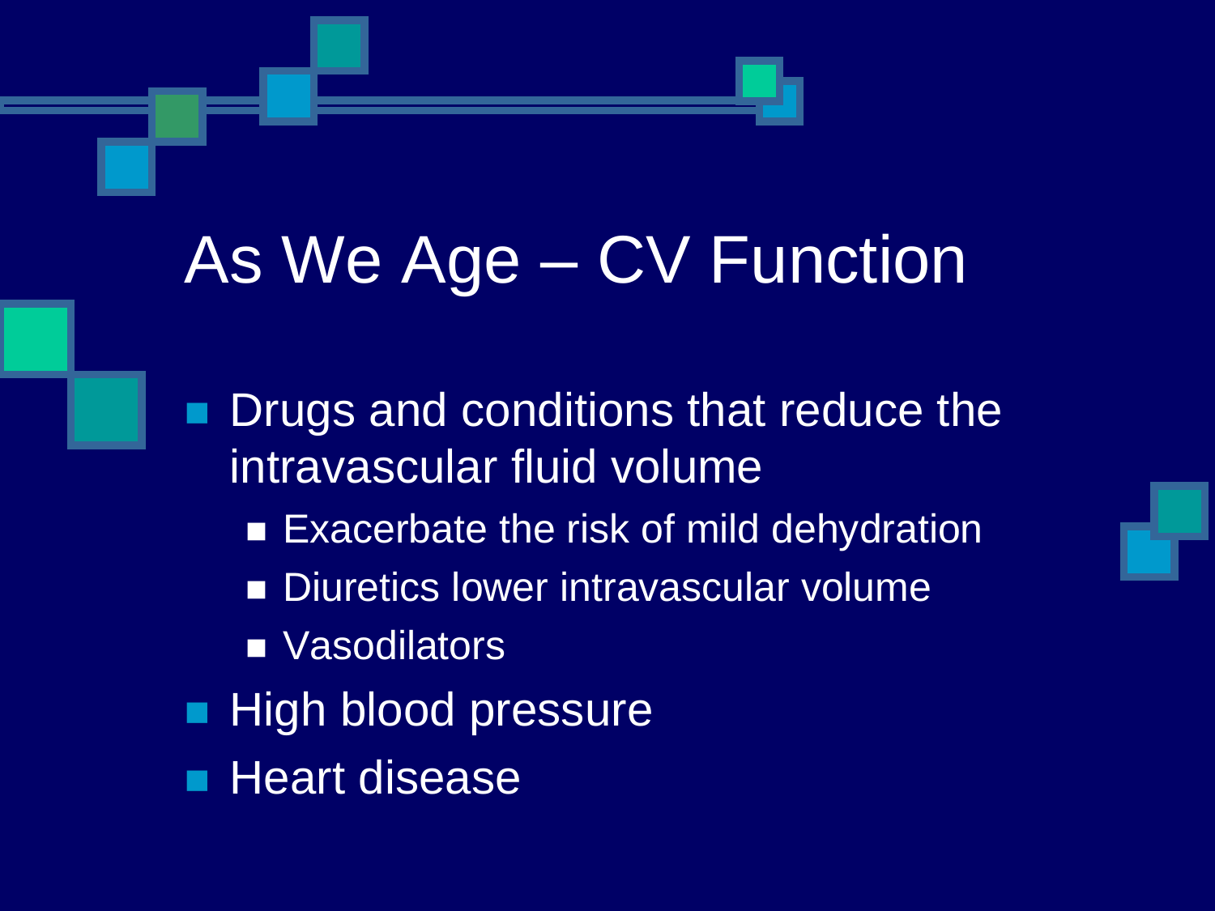# As We Age – CV Function

- Drugs and conditions that reduce the intravascular fluid volume
  - Exacerbate the risk of mild dehydration
  - Diuretics lower intravascular volume
  - Vasodilators
- High blood pressure
- Heart disease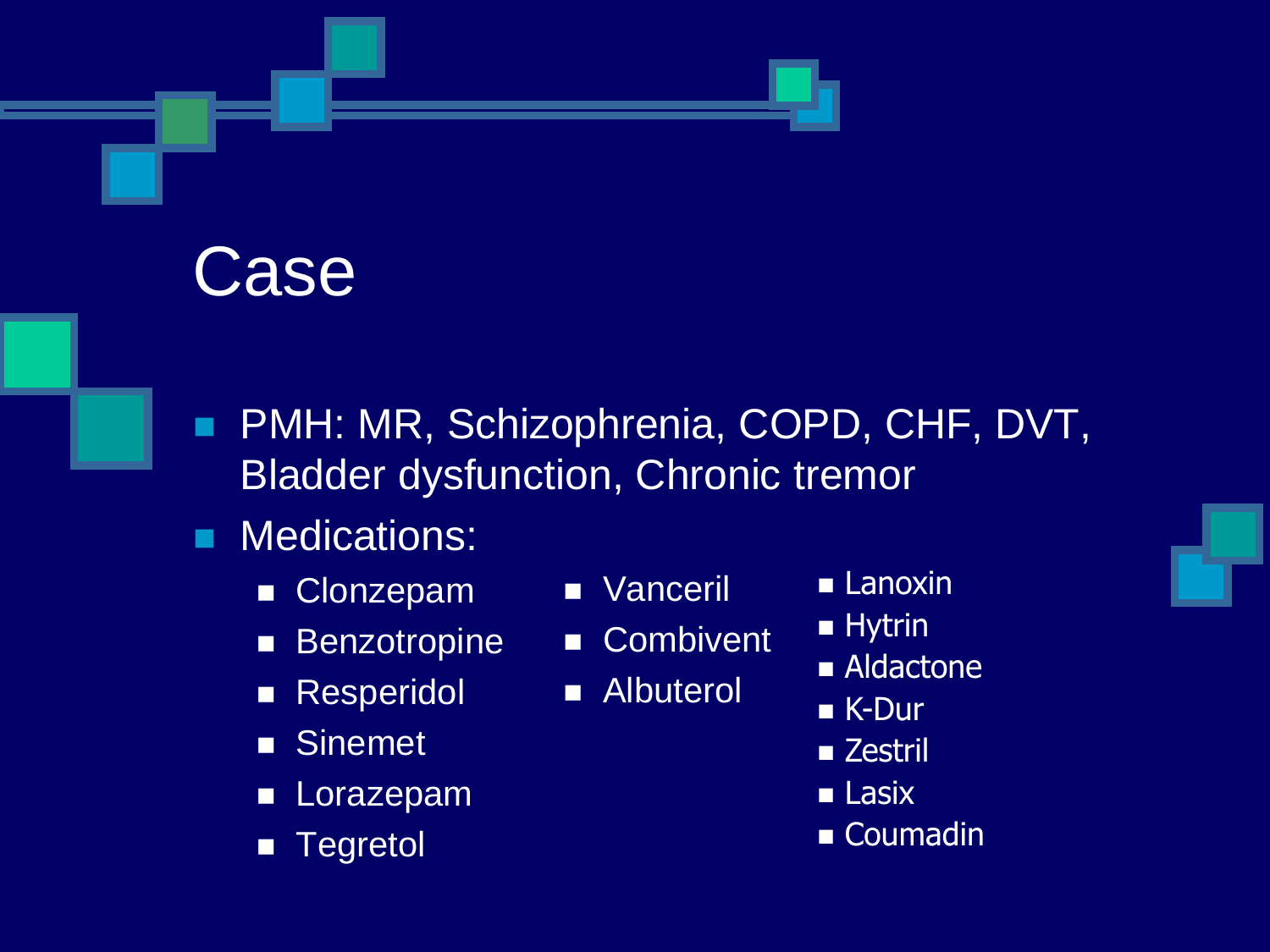# Case

- PMH: MR, Schizophrenia, COPD, CHF, DVT, Bladder dysfunction, Chronic tremor
- Medications:
  - Clonzepam
  - Benzotropine
  - Resperidol
  - Sinemet
  - Lorazepam
  - Tegretol
  - Vanceril
  - Combivent
  - Albuterol
  - Lanoxin
  - Hytrin
  - Aldactone
  - K-Dur
  - Zestril
  - Lasix
  - Coumadin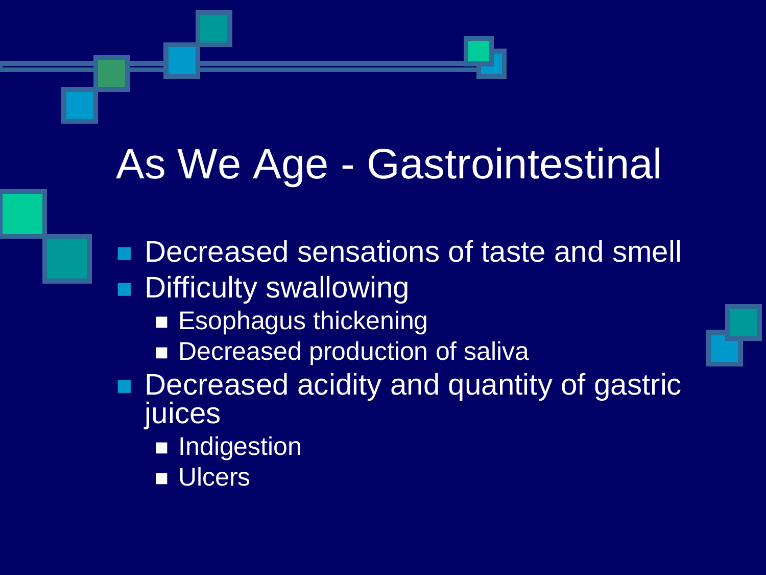# As We Age - Gastrointestinal

- Decreased sensations of taste and smell
- Difficulty swallowing
  - Esophagus thickening
  - Decreased production of saliva
- Decreased acidity and quantity of gastric juices
  - Indigestion
  - Ulcers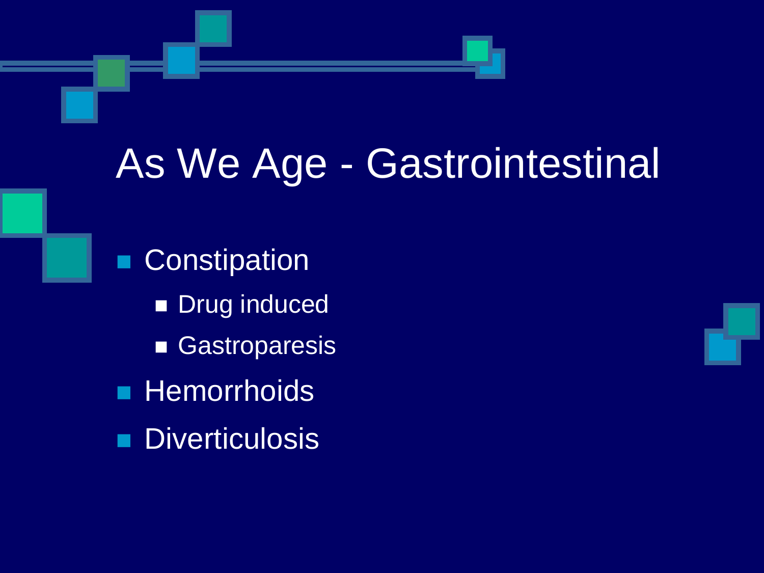# As We Age - Gastrointestinal

- Constipation
  - Drug induced
  - Gastroparesis
- Hemorrhoids
- Diverticulosis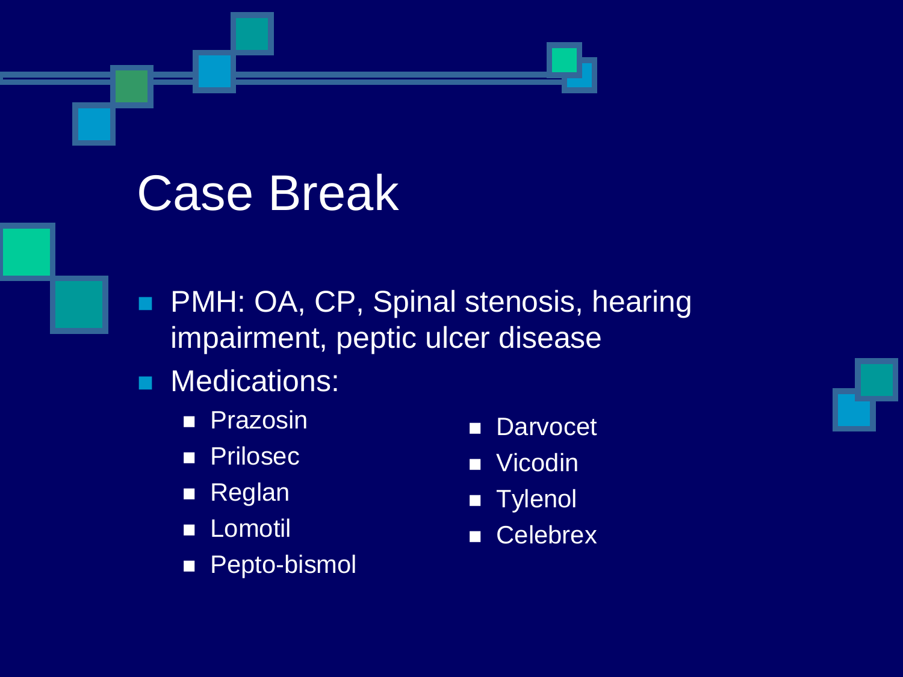# Case Break

- PMH: OA, CP, Spinal stenosis, hearing impairment, peptic ulcer disease
- Medications:
  - Prazosin
  - Prilosec
  - Reglan
  - Lomotil
  - Pepto-bismol
  - Darvocet
  - Vicodin
  - Tylenol
  - Celebrex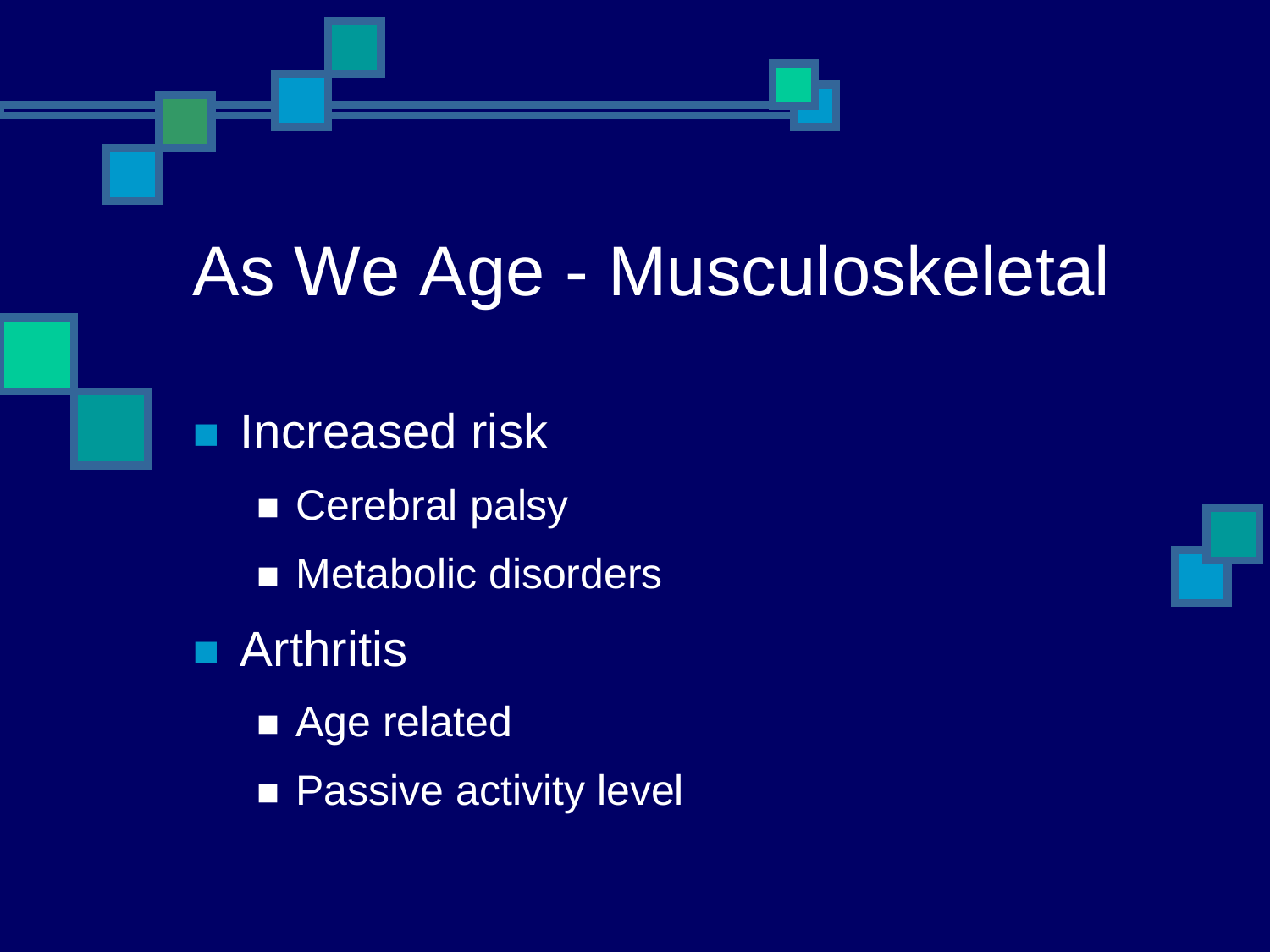# As We Age - Musculoskeletal

- Increased risk
  - Cerebral palsy
  - Metabolic disorders
- Arthritis
  - Age related
  - Passive activity level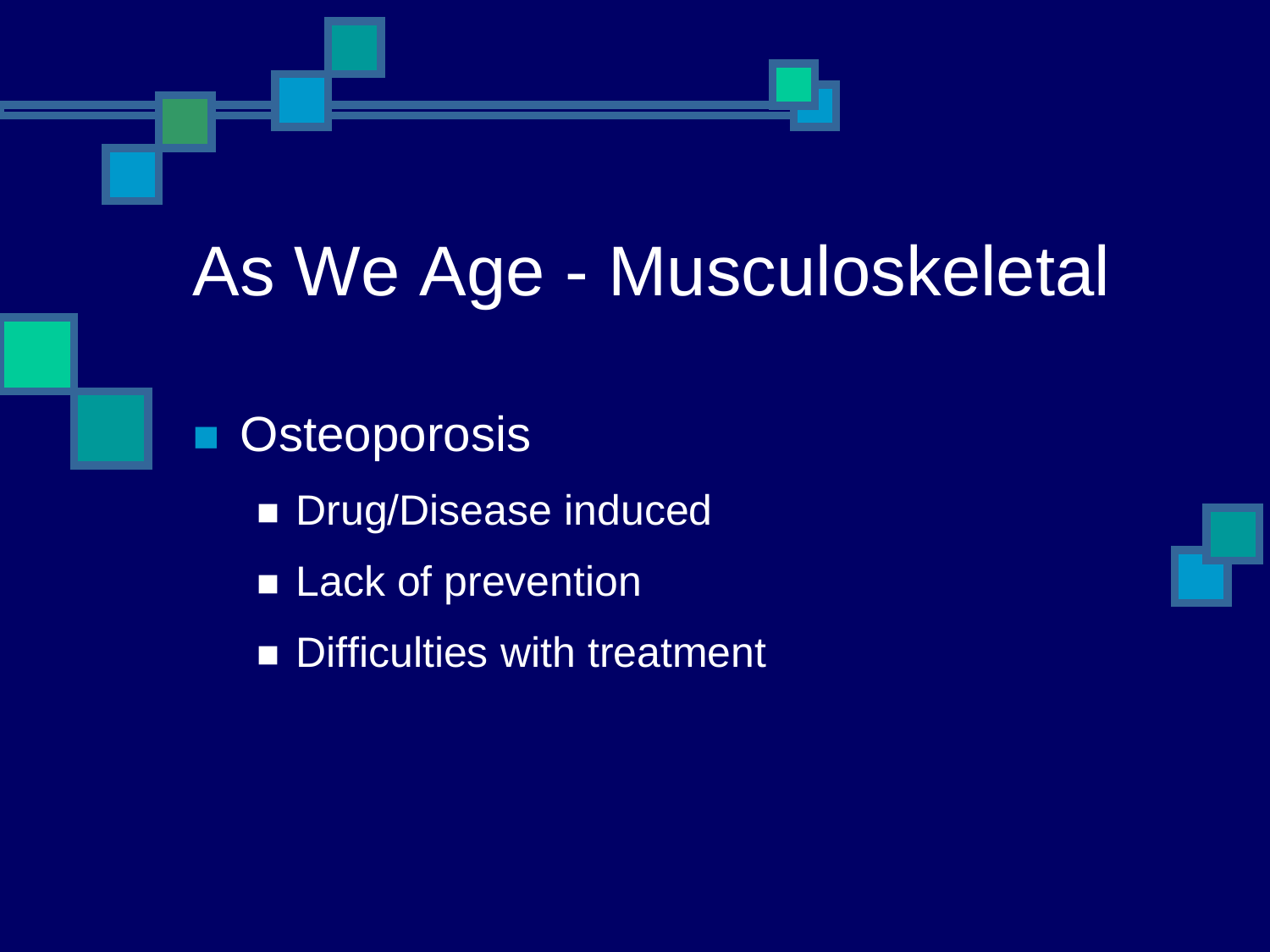# As We Age - Musculoskeletal

- Osteoporosis
  - Drug/Disease induced
  - Lack of prevention
  - Difficulties with treatment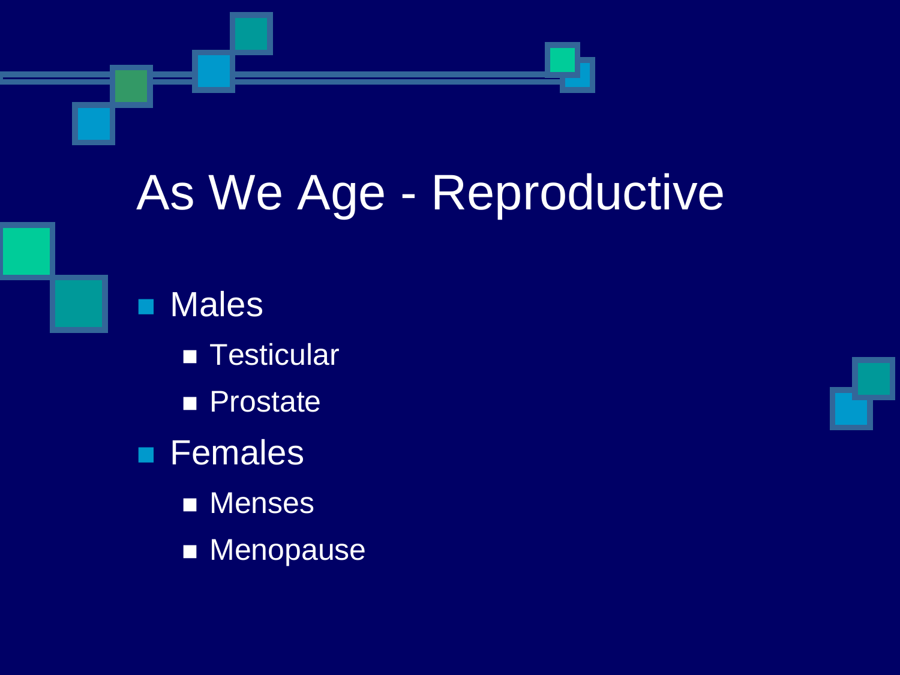# As We Age - Reproductive

- Males
  - Testicular
  - Prostate
- Females
  - Menses
  - Menopause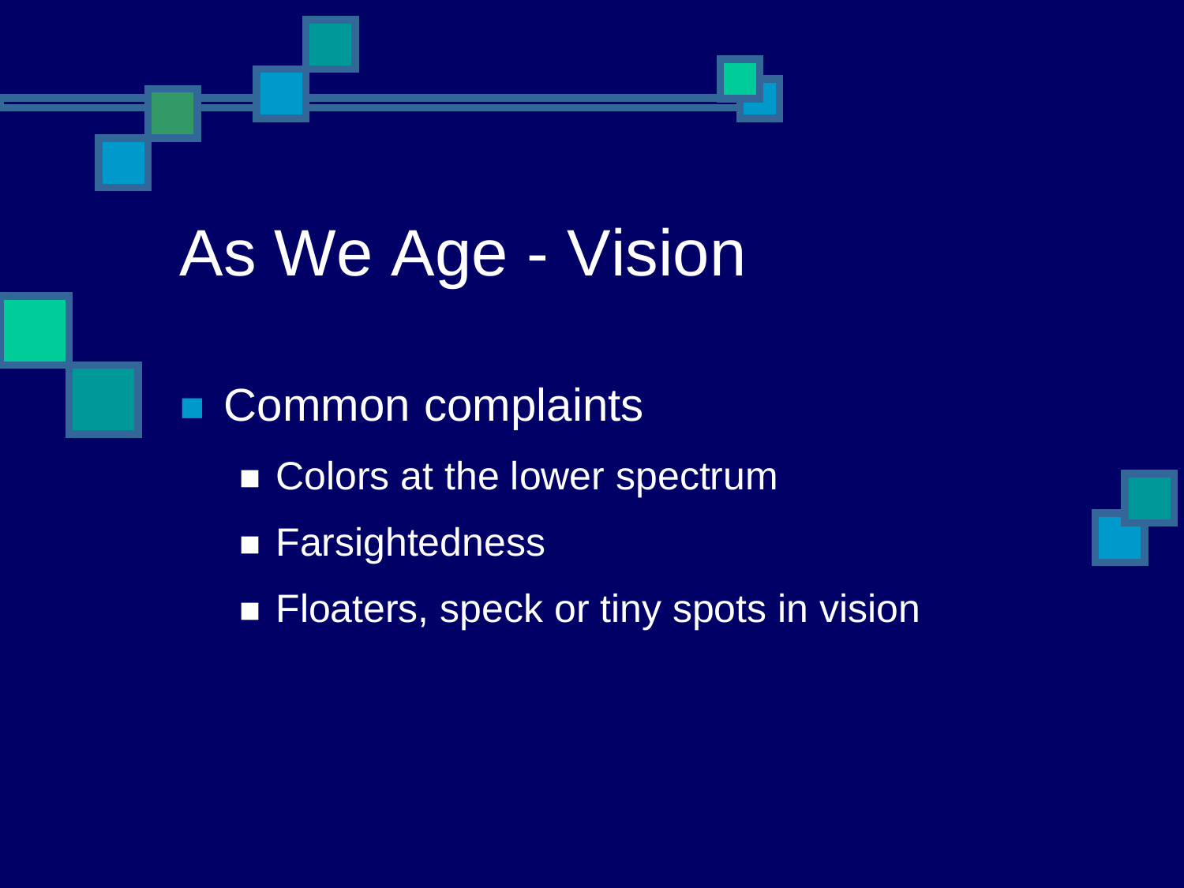# As We Age - Vision

- Common complaints
  - Colors at the lower spectrum
  - Farsightedness
  - Floaters, speck or tiny spots in vision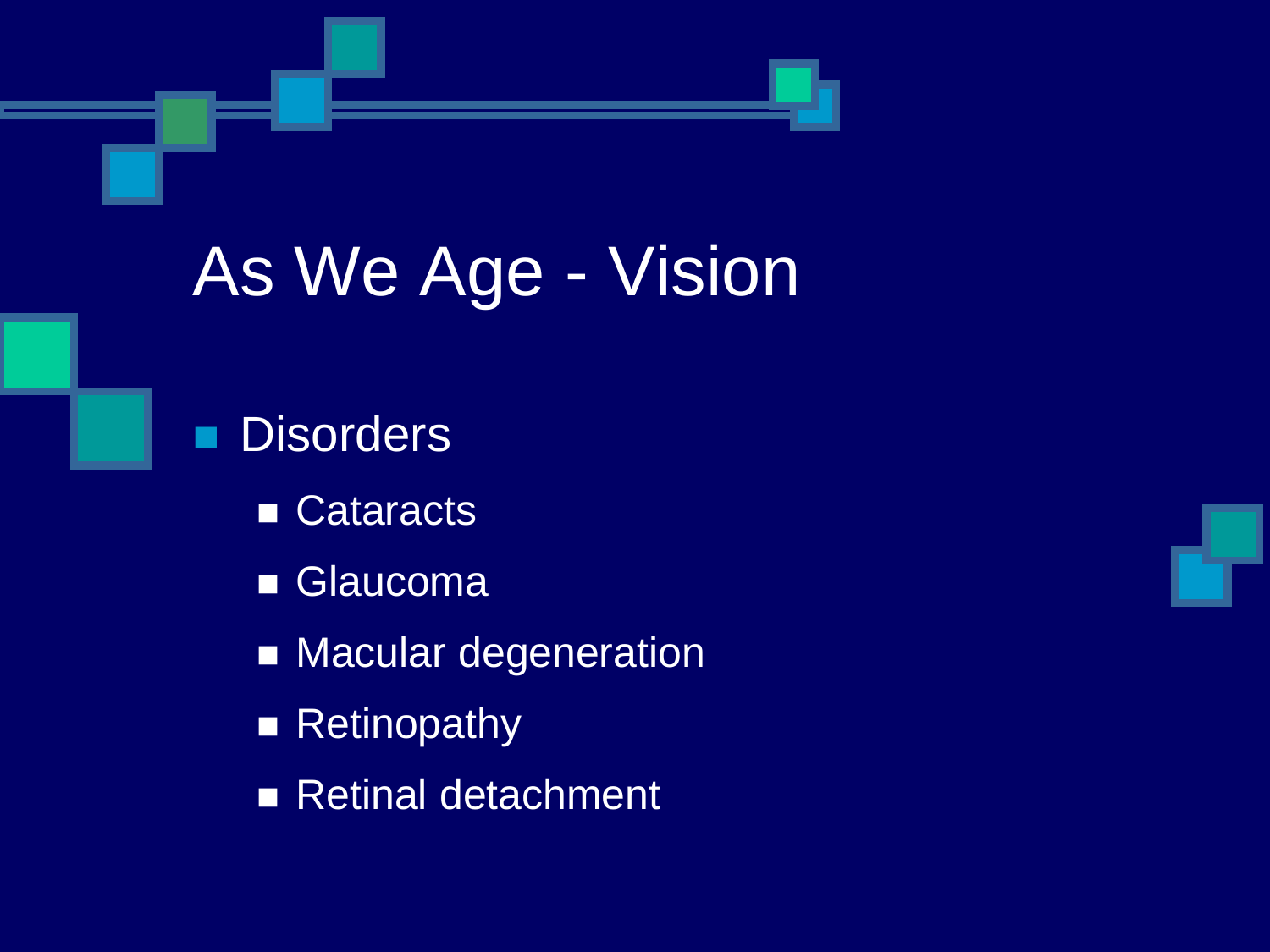# As We Age - Vision

- Disorders
  - Cataracts
  - Glaucoma
  - Macular degeneration
  - Retinopathy
  - Retinal detachment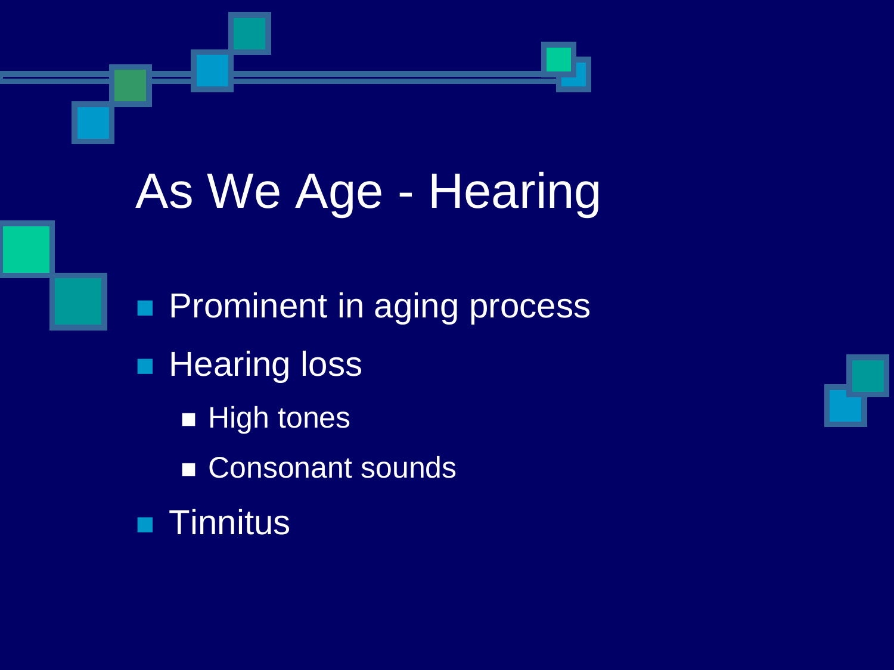# As We Age - Hearing

- Prominent in aging process
- Hearing loss
  - High tones
  - Consonant sounds
- Tinnitus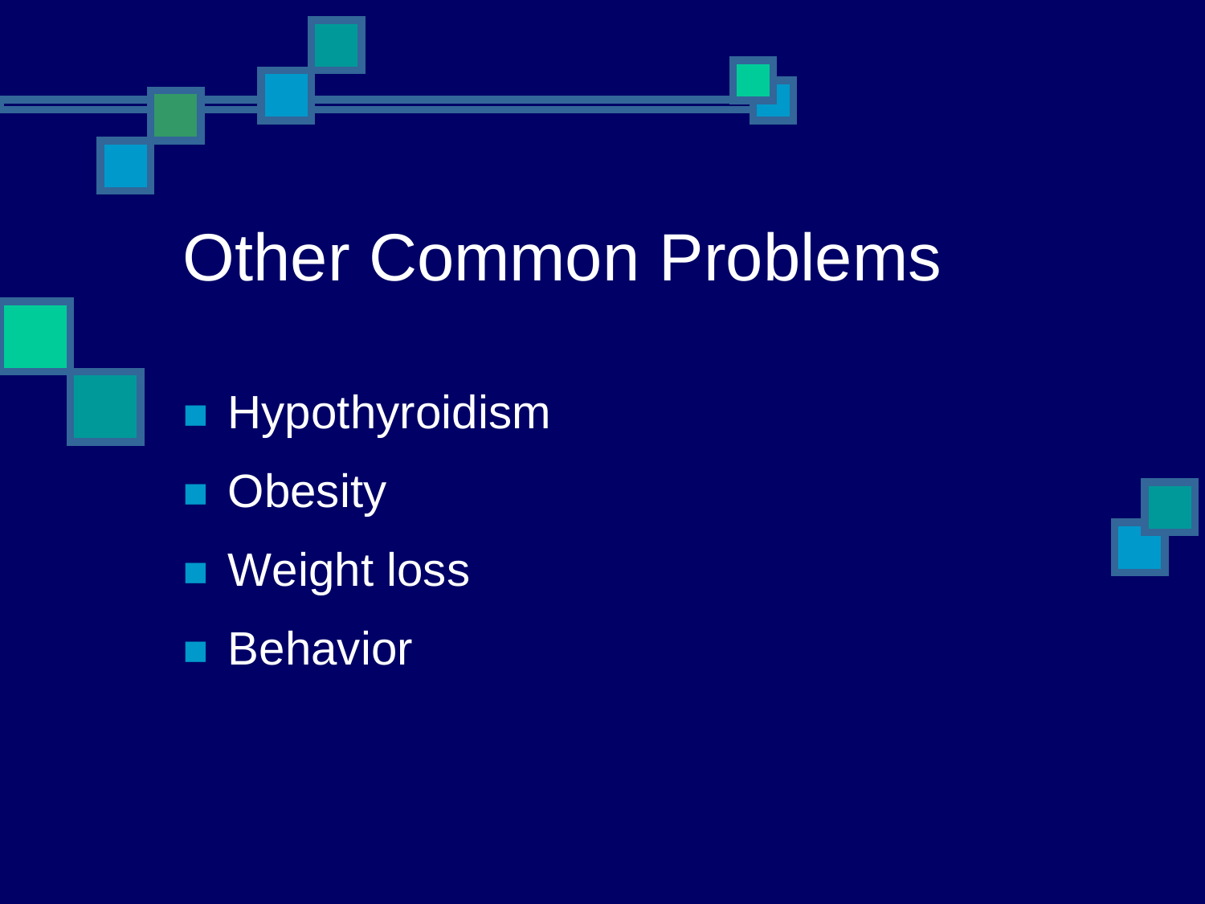# Other Common Problems

- Hypothyroidism
- Obesity
- Weight loss
- Behavior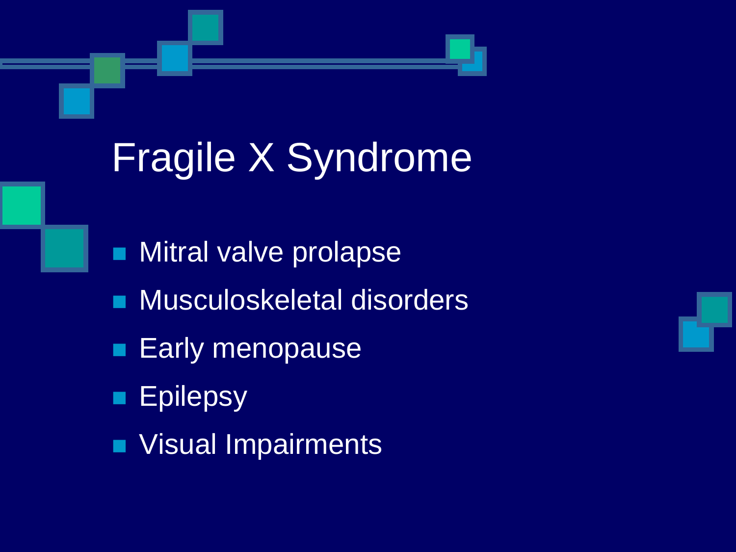# Fragile X Syndrome

- Mitral valve prolapse
- Musculoskeletal disorders
- Early menopause
- Epilepsy
- Visual Impairments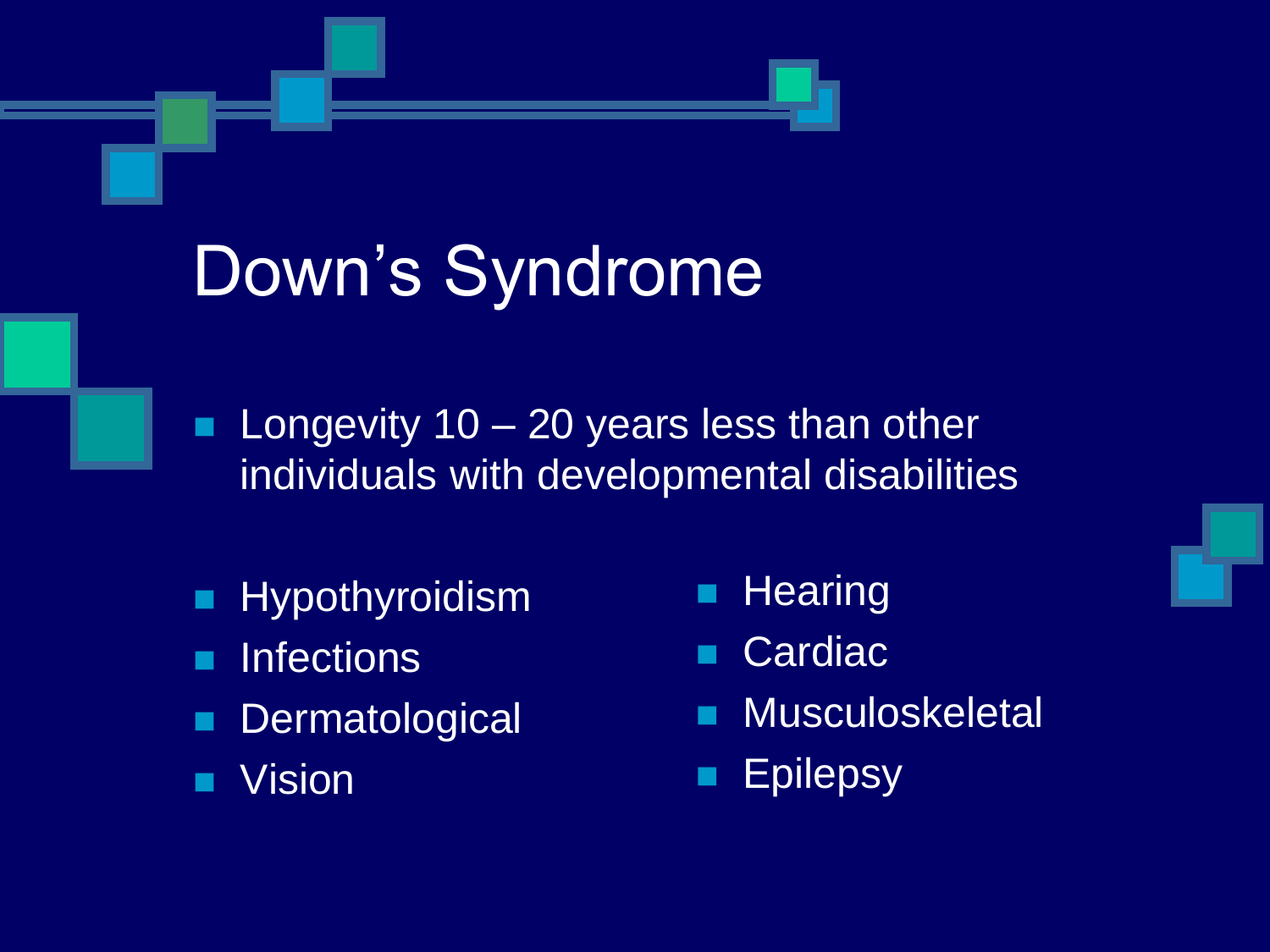# Down's Syndrome

- Longevity 10 – 20 years less than other individuals with developmental disabilities

- Hypothyroidism
- Infections
- Dermatological
- Vision
- Hearing
- Cardiac
- Musculoskeletal
- Epilepsy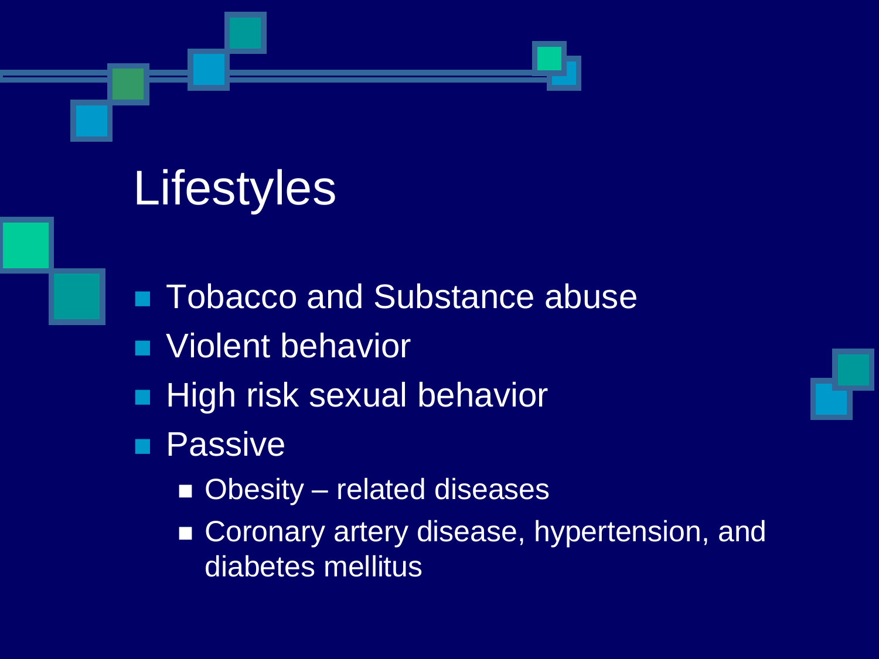# Lifestyles

- Tobacco and Substance abuse
- Violent behavior
- High risk sexual behavior
- Passive
  - Obesity – related diseases
  - Coronary artery disease, hypertension, and diabetes mellitus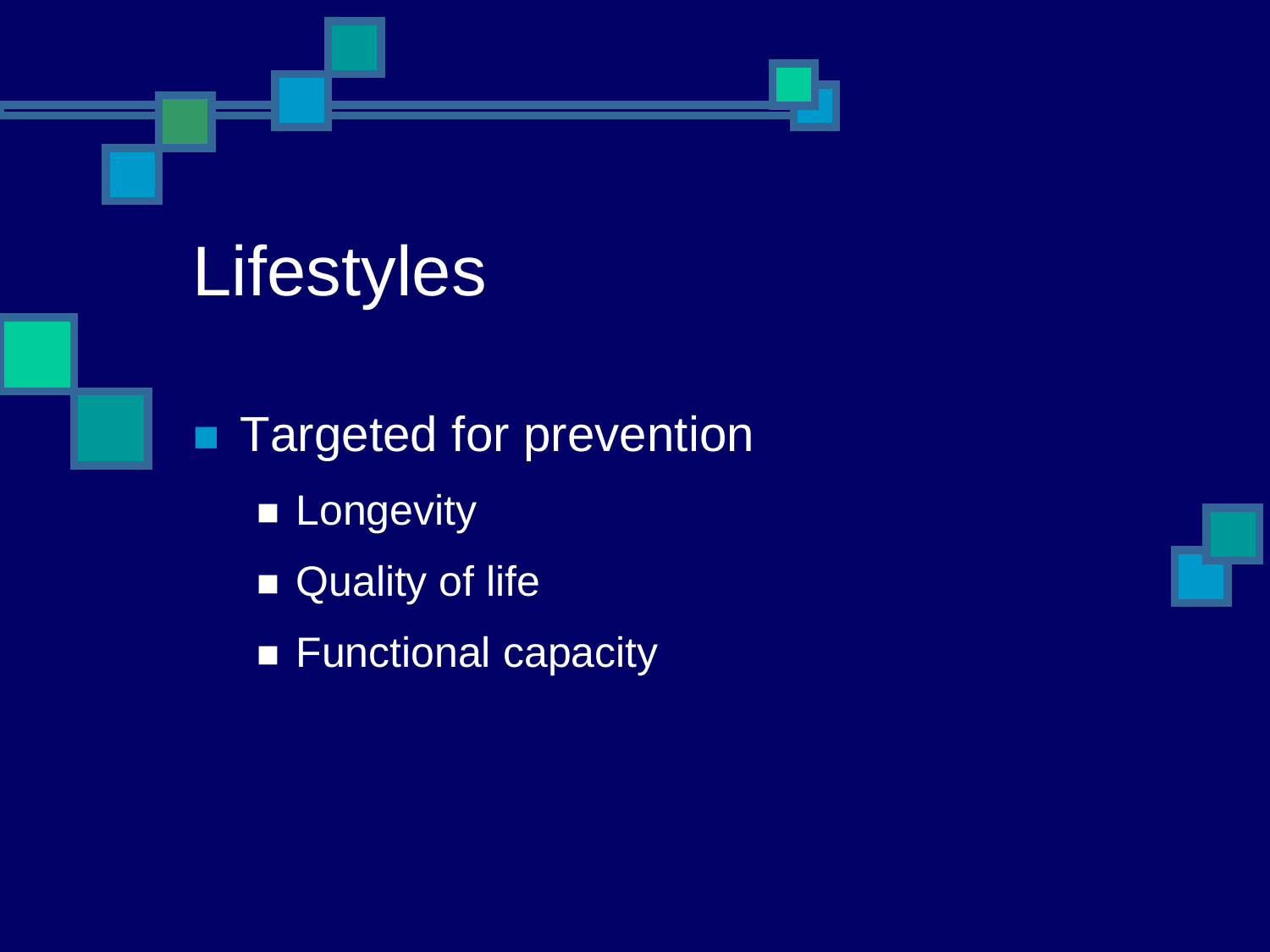# Lifestyles

- Targeted for prevention
  - Longevity
  - Quality of life
  - Functional capacity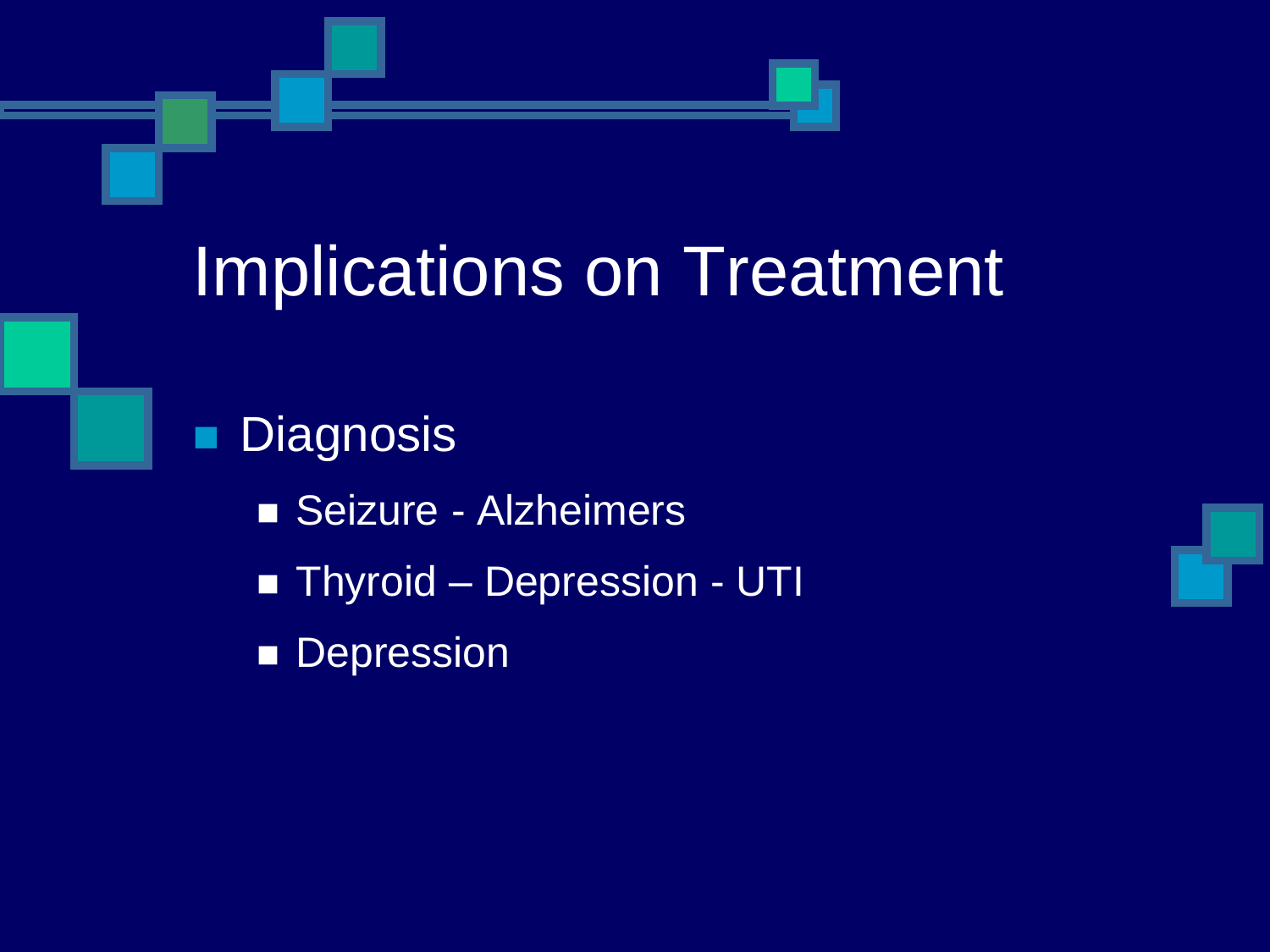# Implications on Treatment

- Diagnosis
  - Seizure - Alzheimers
  - Thyroid – Depression - UTI
  - Depression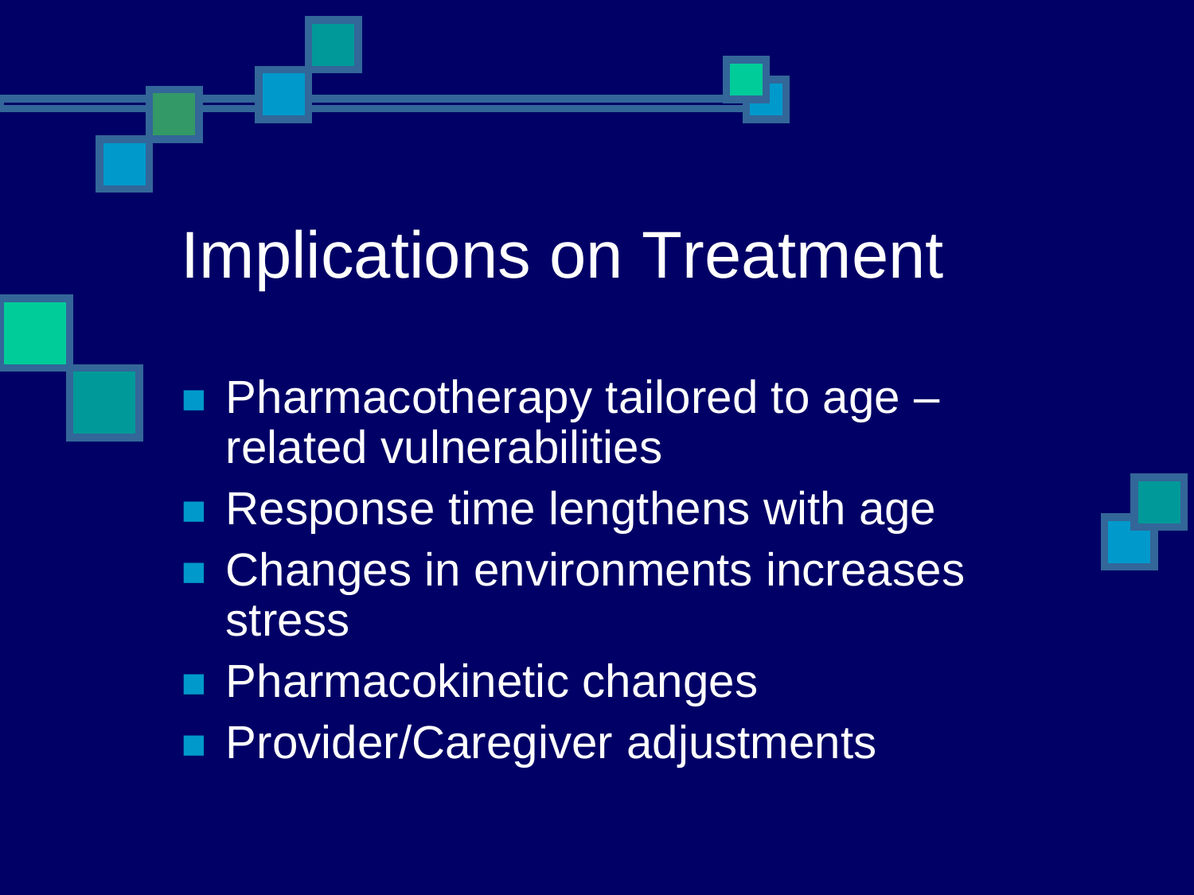# Implications on Treatment

- Pharmacotherapy tailored to age – related vulnerabilities
- Response time lengthens with age
- Changes in environments increases stress
- Pharmacokinetic changes
- Provider/Caregiver adjustments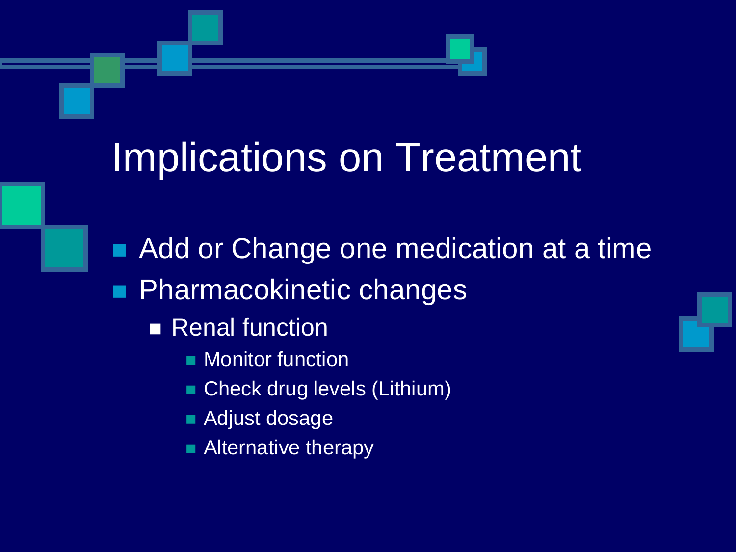# Implications on Treatment

- Add or Change one medication at a time
- Pharmacokinetic changes
  - Renal function
    - Monitor function
    - Check drug levels (Lithium)
    - Adjust dosage
    - Alternative therapy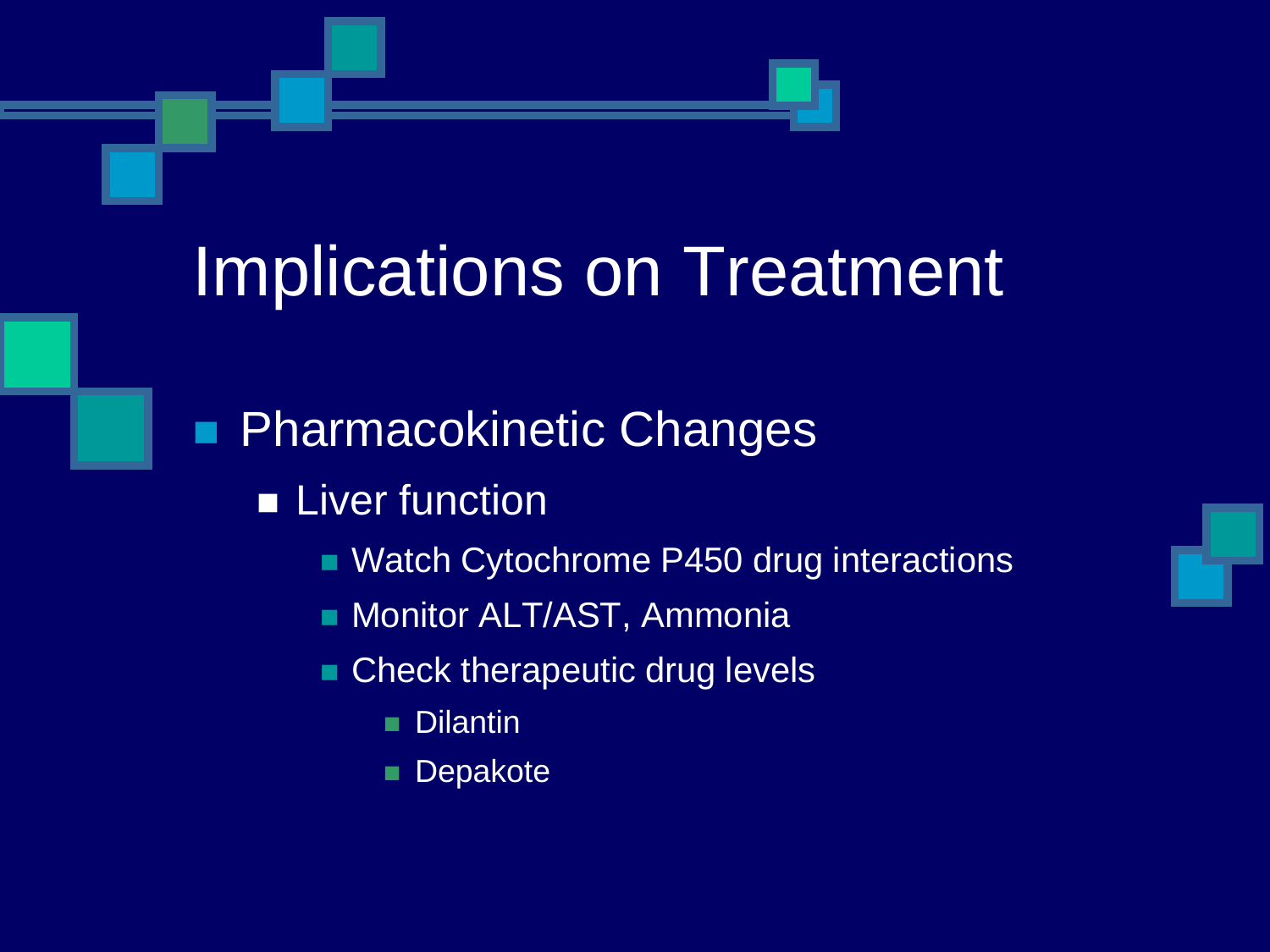# Implications on Treatment

- Pharmacokinetic Changes
  - Liver function
    - Watch Cytochrome P450 drug interactions
    - Monitor ALT/AST, Ammonia
    - Check therapeutic drug levels
      - Dilantin
      - Depakote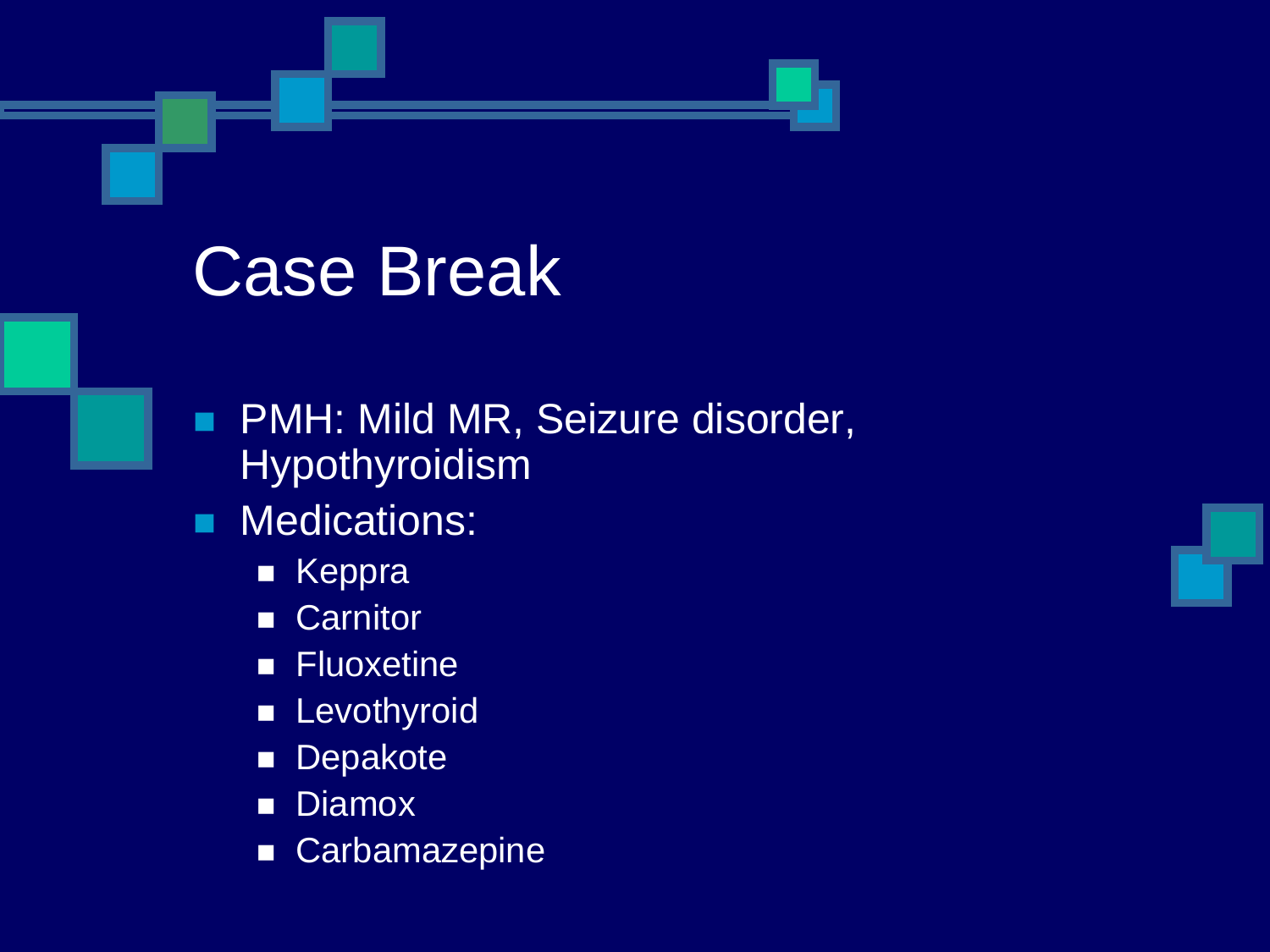# Case Break

- PMH: Mild MR, Seizure disorder, Hypothyroidism
- Medications:
  - Keppra
  - Carnitor
  - Fluoxetine
  - Levothyroid
  - Depakote
  - Diamox
  - Carbamazepine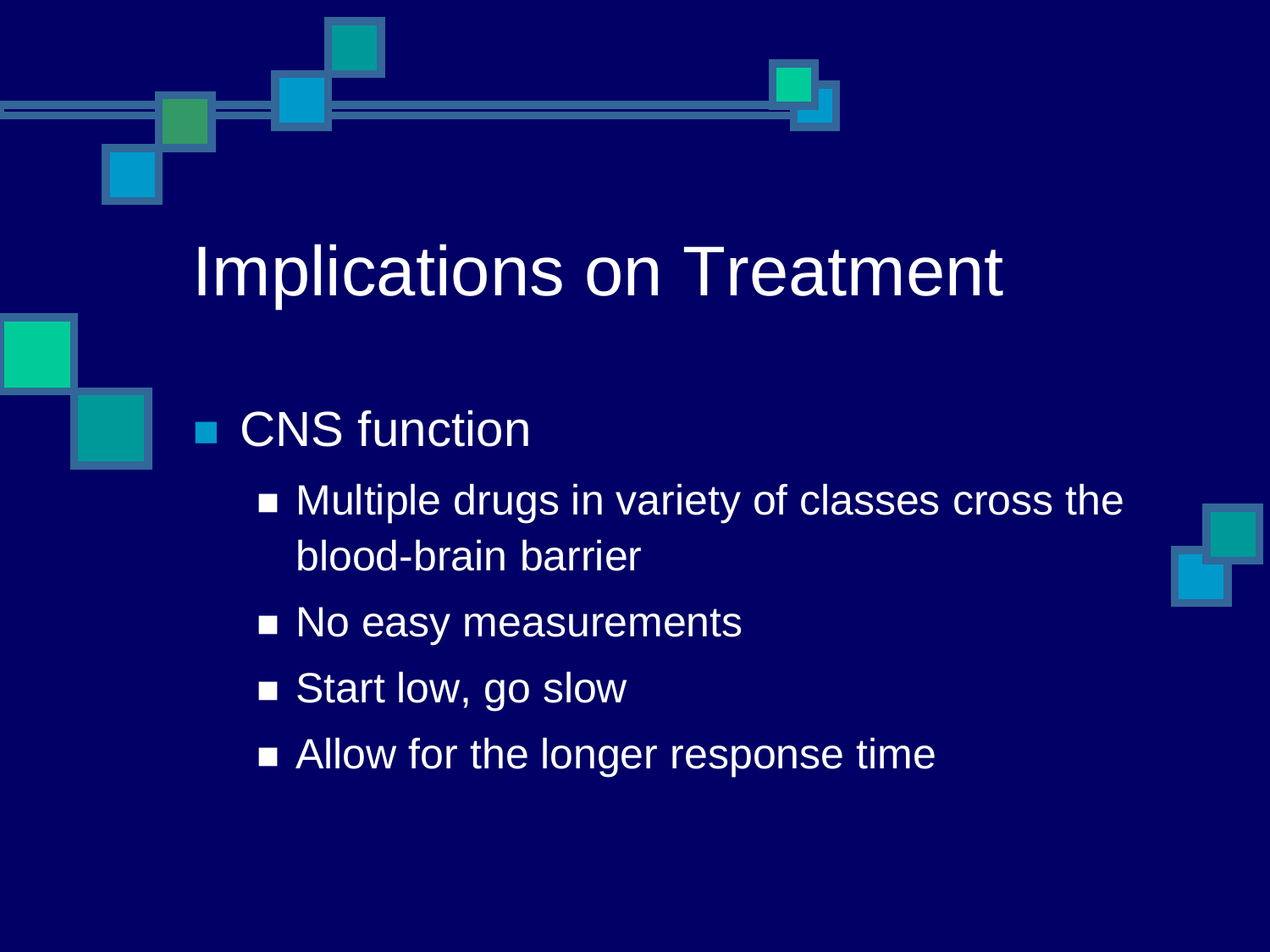# Implications on Treatment

- CNS function
  - Multiple drugs in variety of classes cross the blood-brain barrier
  - No easy measurements
  - Start low, go slow
  - Allow for the longer response time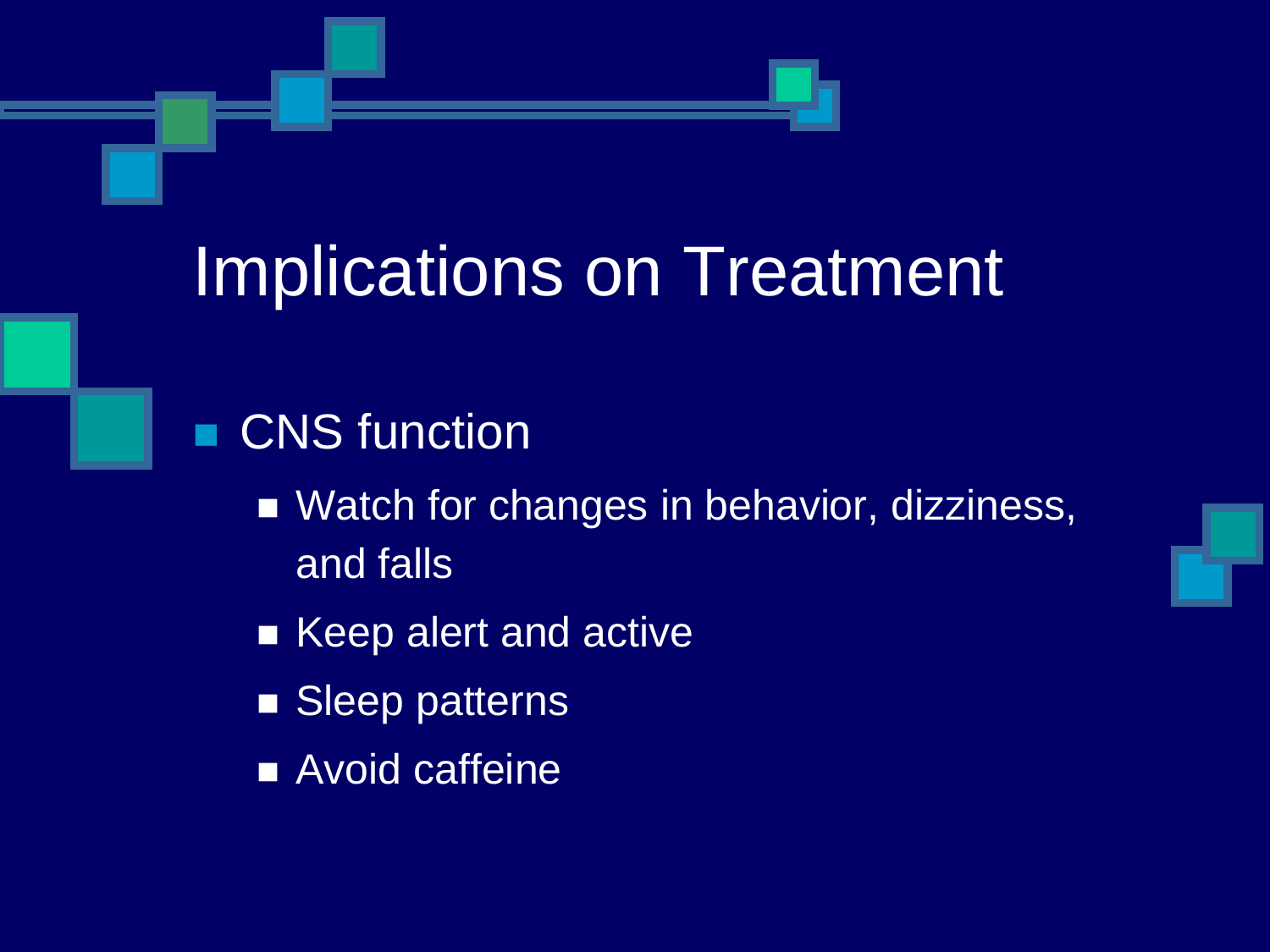# Implications on Treatment

- CNS function
  - Watch for changes in behavior, dizziness, and falls
  - Keep alert and active
  - Sleep patterns
  - Avoid caffeine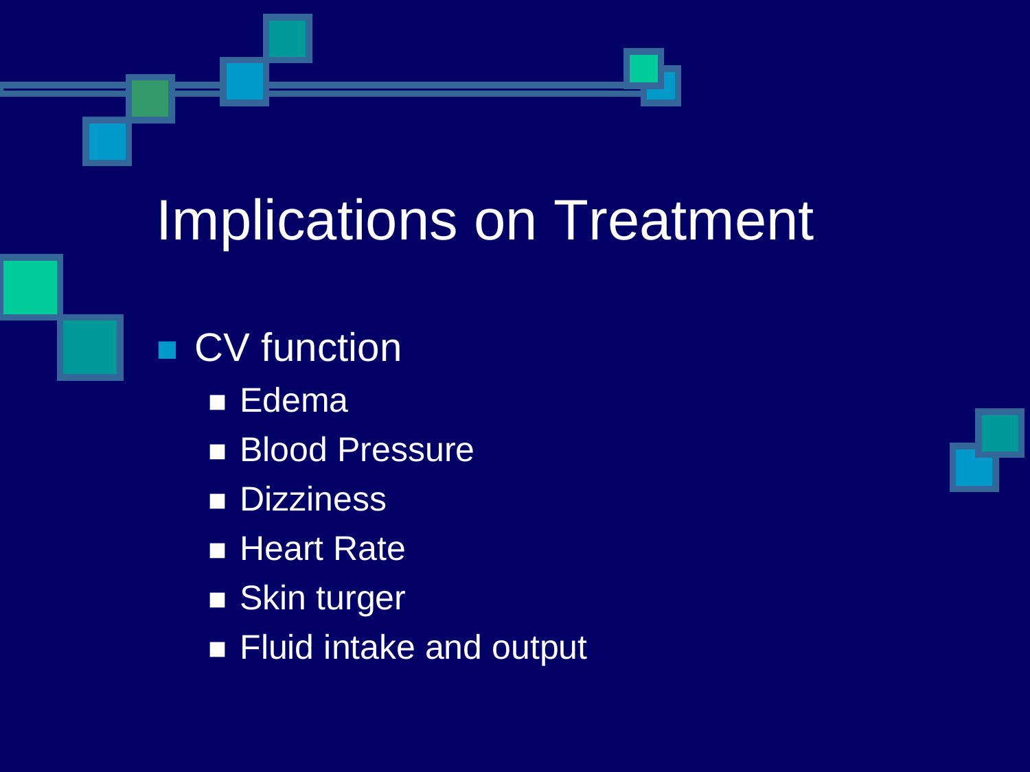# Implications on Treatment

- CV function
  - Edema
  - Blood Pressure
  - Dizziness
  - Heart Rate
  - Skin turger
  - Fluid intake and output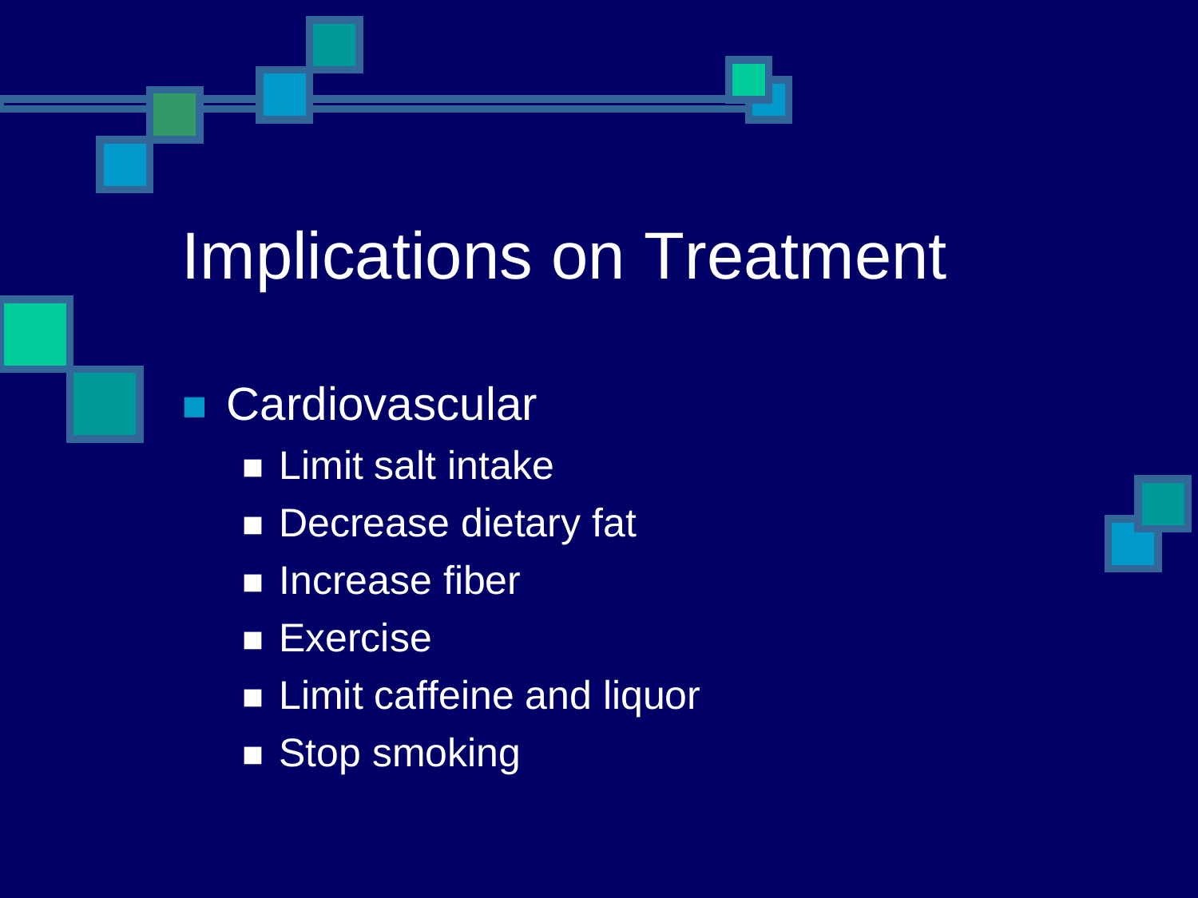# Implications on Treatment

- Cardiovascular
  - Limit salt intake
  - Decrease dietary fat
  - Increase fiber
  - Exercise
  - Limit caffeine and liquor
  - Stop smoking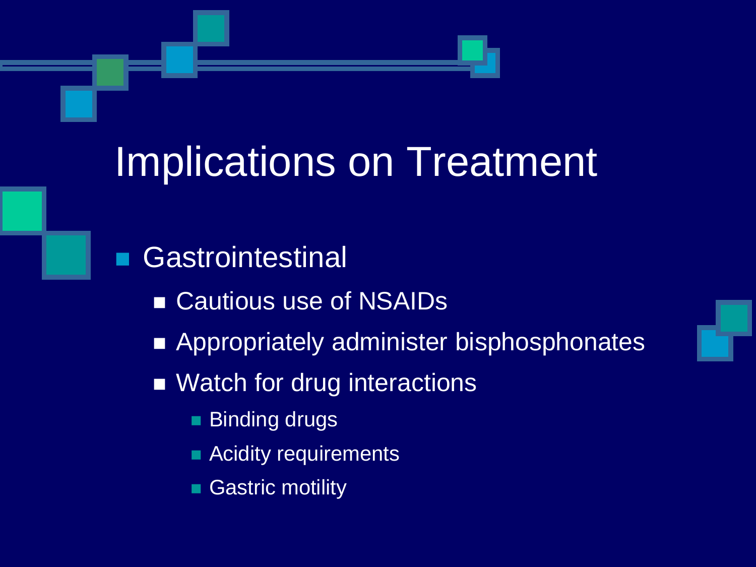# Implications on Treatment

- Gastrointestinal
  - Cautious use of NSAIDs
  - Appropriately administer bisphosphonates
  - Watch for drug interactions
    - Binding drugs
    - Acidity requirements
    - Gastric motility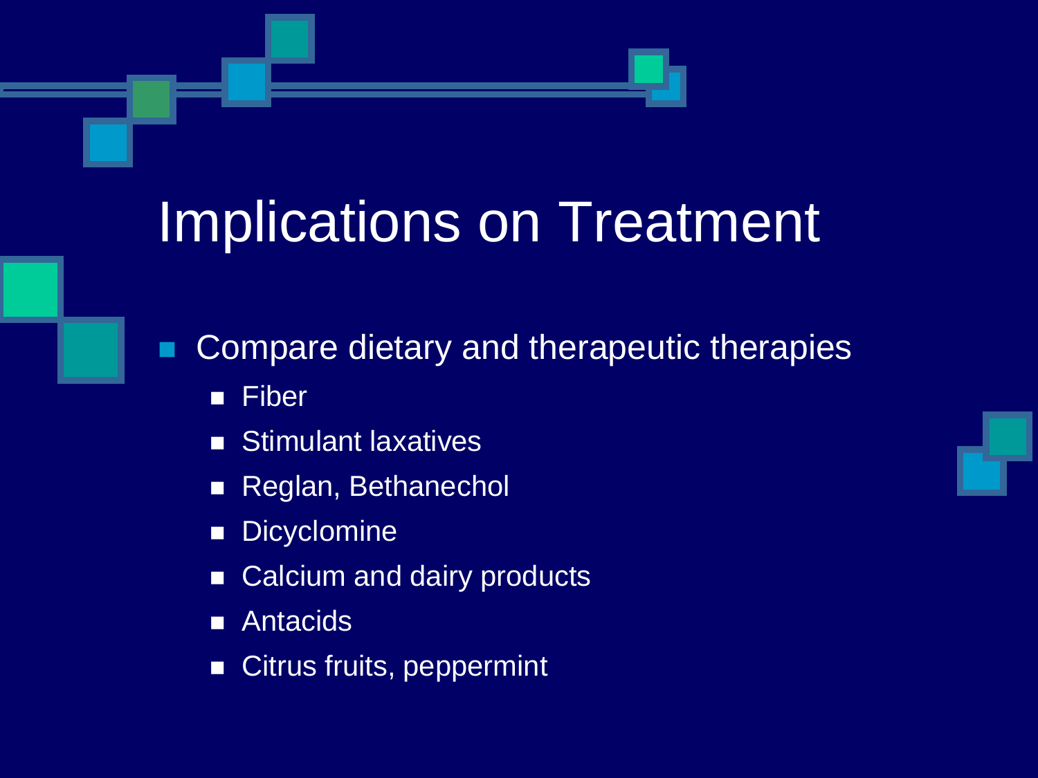# Implications on Treatment

- Compare dietary and therapeutic therapies
  - Fiber
  - Stimulant laxatives
  - Reglan, Bethanechol
  - Dicyclomine
  - Calcium and dairy products
  - Antacids
  - Citrus fruits, peppermint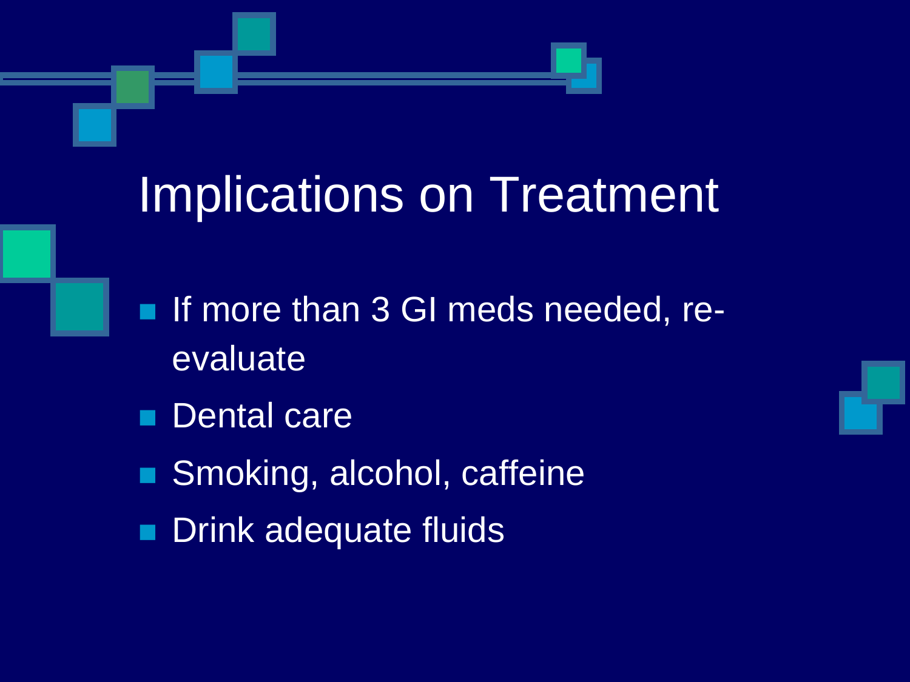# Implications on Treatment

- If more than 3 GI meds needed, re-evaluate
- Dental care
- Smoking, alcohol, caffeine
- Drink adequate fluids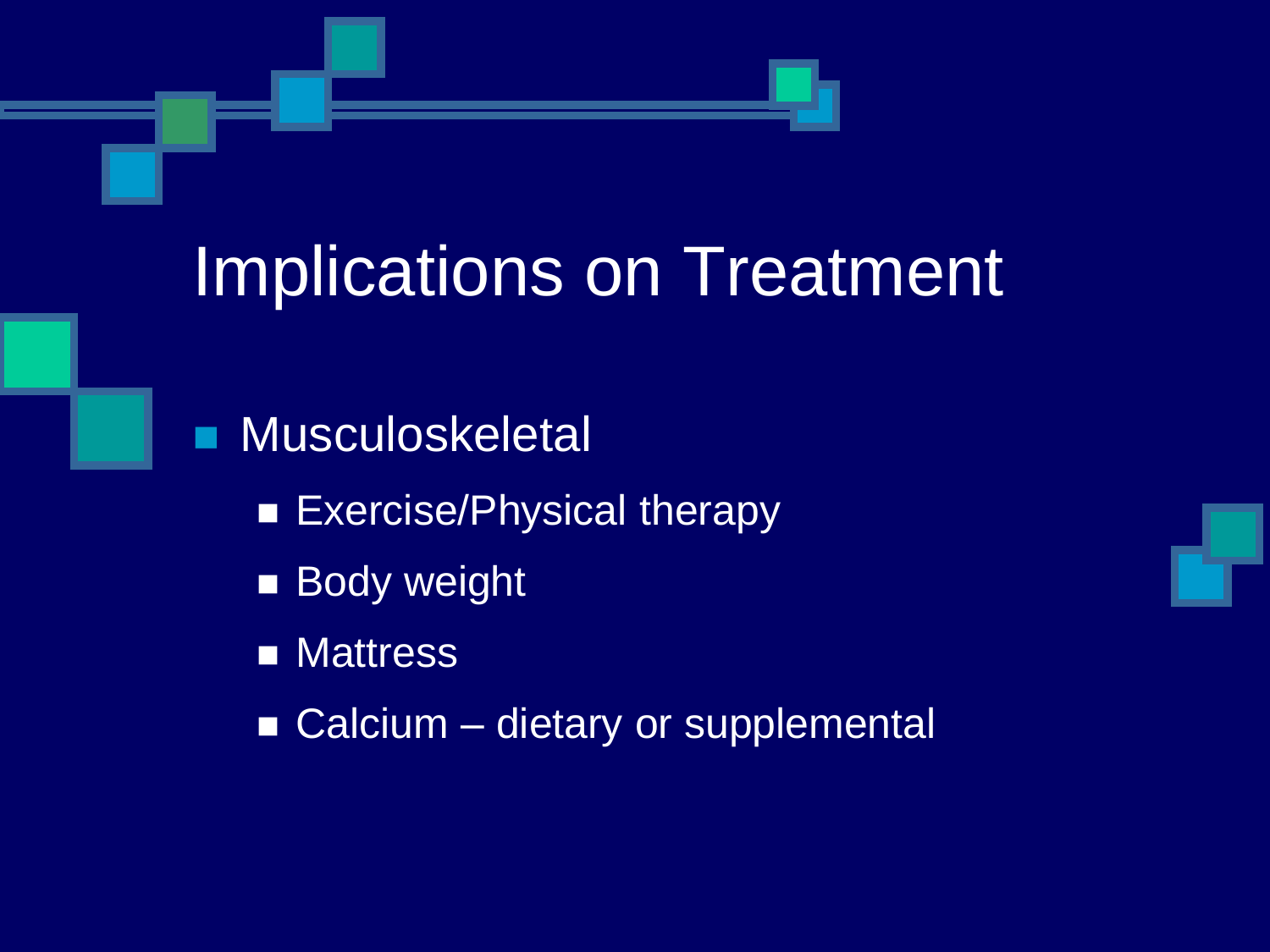# Implications on Treatment

- Musculoskeletal
  - Exercise/Physical therapy
  - Body weight
  - Mattress
  - Calcium – dietary or supplemental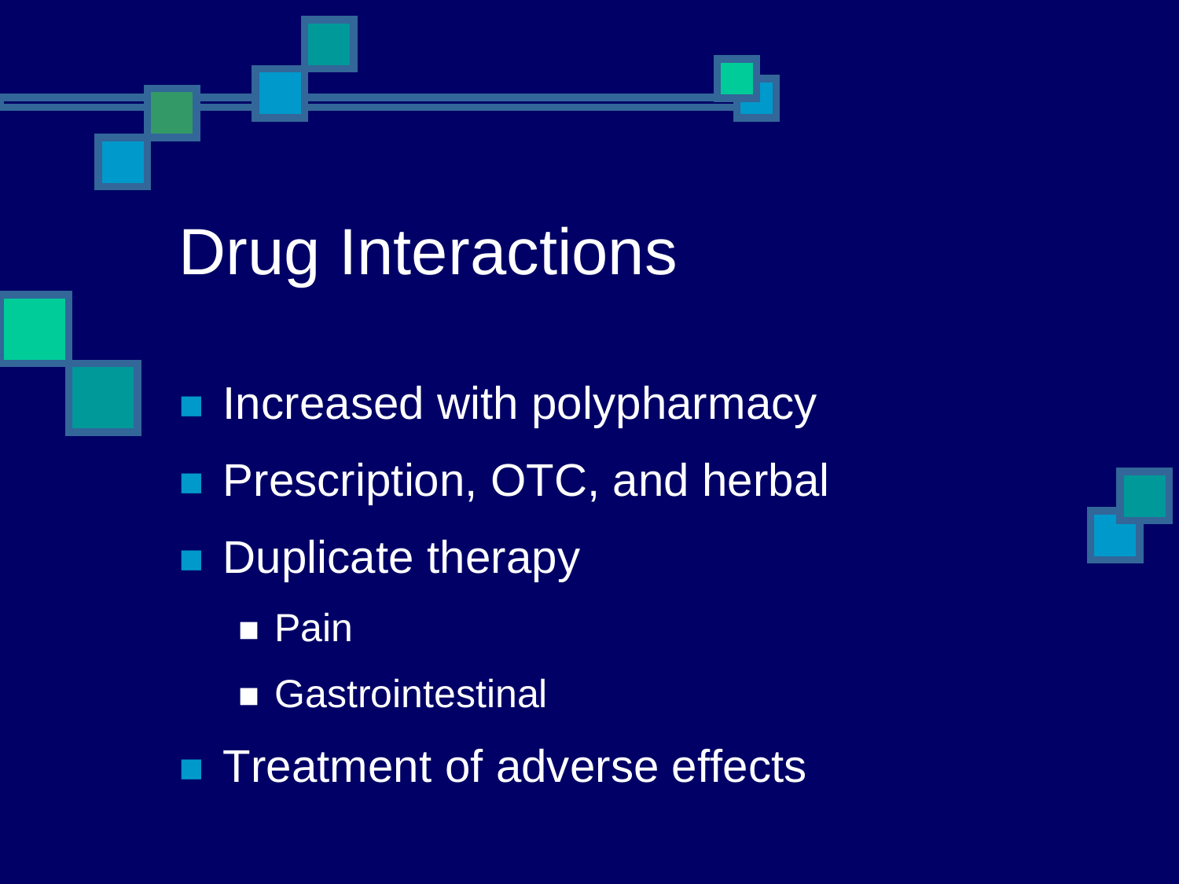# Drug Interactions

- Increased with polypharmacy
- Prescription, OTC, and herbal
- Duplicate therapy
  - Pain
  - Gastrointestinal
- Treatment of adverse effects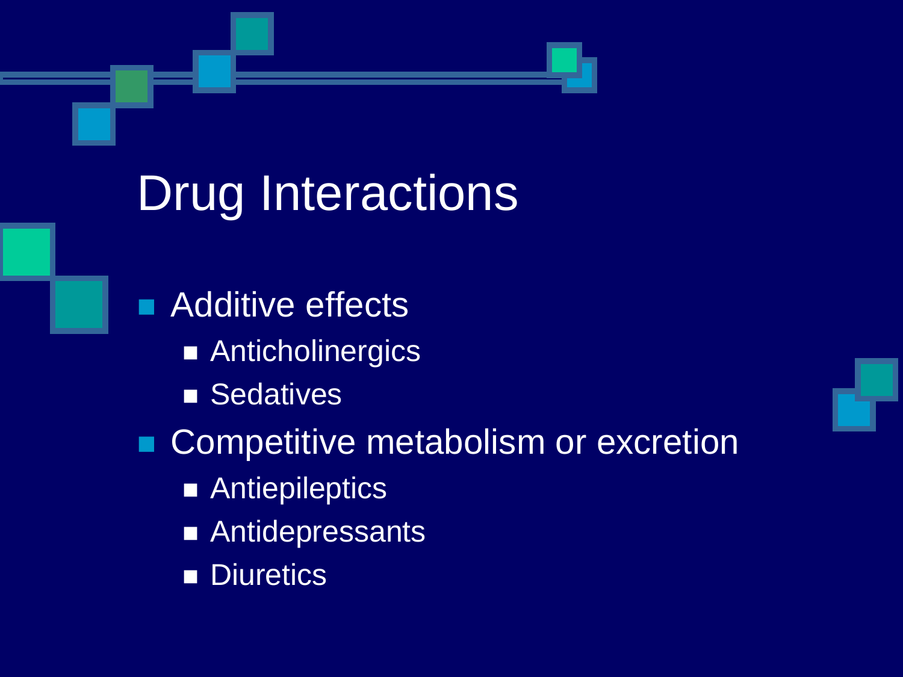# Drug Interactions

- Additive effects
  - Anticholinergics
  - Sedatives
- Competitive metabolism or excretion
  - Antiepileptics
  - Antidepressants
  - Diuretics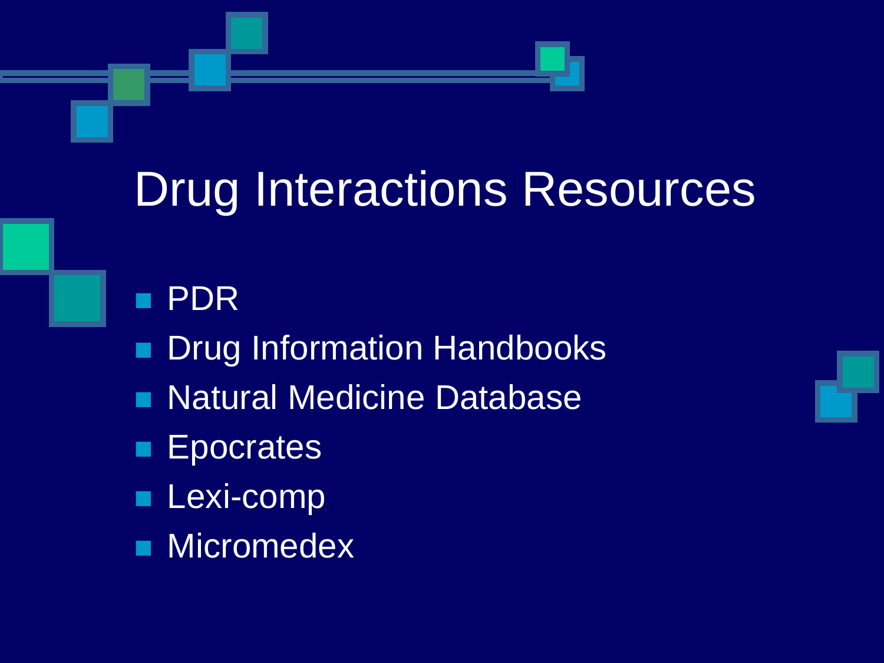# Drug Interactions Resources

- PDR
- Drug Information Handbooks
- Natural Medicine Database
- Epocrates
- Lexi-comp
- Micromedex